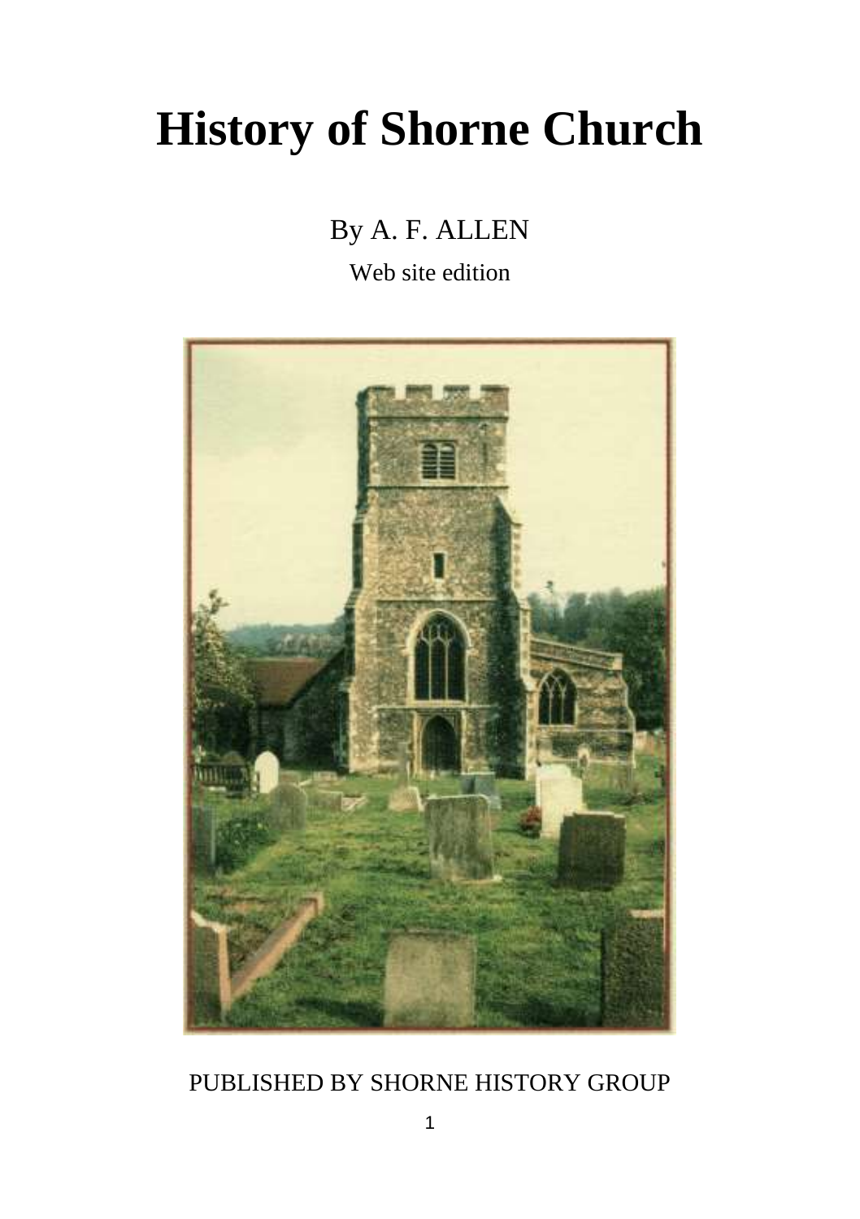# History of Shorne Church

By A. F. ALLEN

Web site edition

PUBLISHED BY SHORNE HISTORY GROUP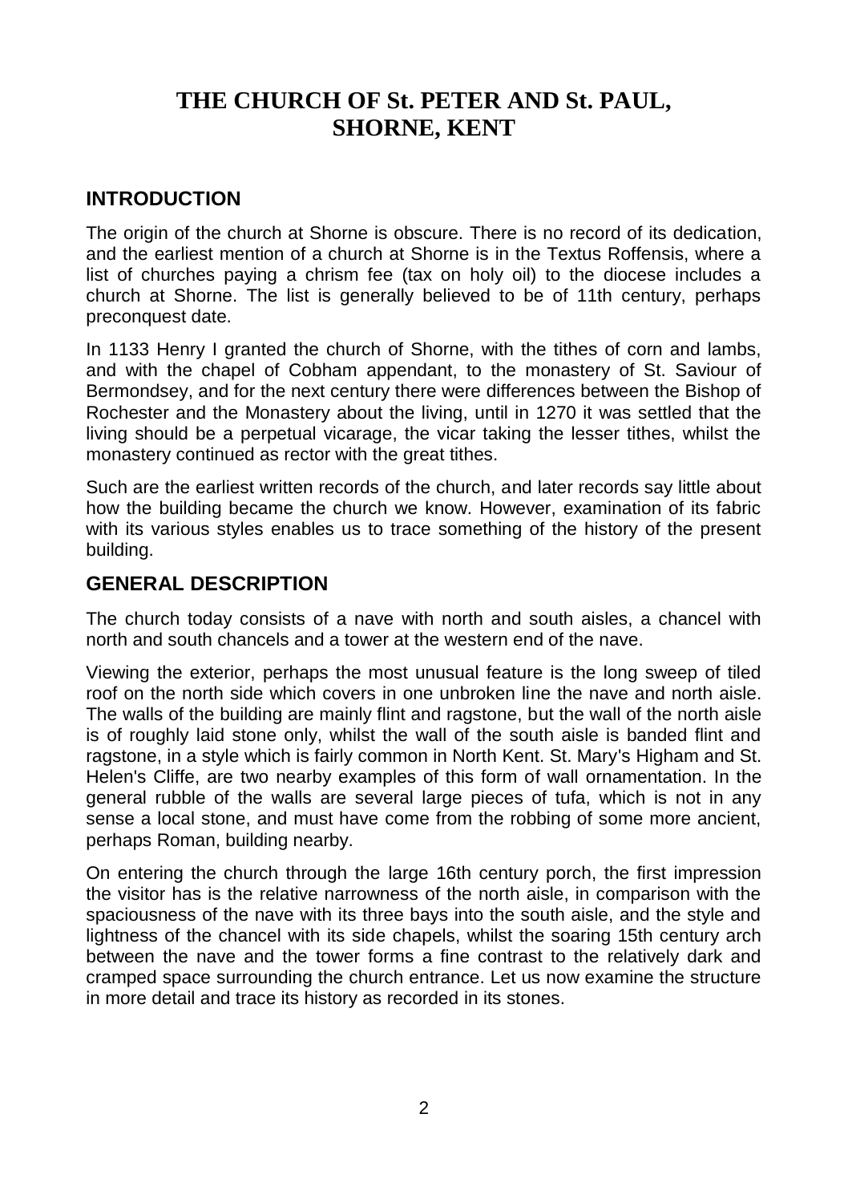# THE CHURCH OF St. PETER AND St. PAUL, SHORNE, KENT

## INTRODUCTION

The origin of the church at Shorne is obscure. There is no record of its dedication, and the earliest mention of a church at Shorne is in the Textus Roffensis, where a list of churches paying a chrism fee (tax on holy oil) to the diocese includes a church at Shorne. The list is generally believed to be of 11th century, perhaps preconquest date.

In 1133 Henry I granted the church of Shorne, with the tithes of corn and lambs, and with the chapel of Cobham appendant, to the monastery of St. Saviour of Bermondsey, and for the next century there were differences between the Bishop of Rochester and the Monastery about the living, until in 1270 it was settled that the living should be a perpetual vicarage, the vicar taking the lesser tithes, whilst the monastery continued as rector with the great tithes.

Such are the earliest written records of the church, and later records say little about how the building became the church we know. However, examination of its fabric with its various styles enables us to trace something of the history of the present building.

## GENERAL DESCRIPTION

The church today consists of a nave with north and south aisles, a chancel with north and south chancels and a tower at the western end of the nave.

Viewing the exterior, perhaps the most unusual feature is the long sweep of tiled roof on the north side which covers in one unbroken line the nave and north aisle. The walls of the building are mainly flint and ragstone, but the wall of the north aisle is of roughly laid stone only, whilst the wall of the south aisle is banded flint and ragstone, in a style which is fairly common in North Kent. St. Mary's Higham and St. Helen's Cliffe, are two nearby examples of this form of wall ornamentation. In the general rubble of the walls are several large pieces of tufa, which is not in any sense a local stone, and must have come from the robbing of some more ancient, perhaps Roman, building nearby.

On entering the church through the large 16th century porch, the first impression the visitor has is the relative narrowness of the north aisle, in comparison with the spaciousness of the nave with its three bays into the south aisle, and the style and lightness of the chancel with its side chapels, whilst the soaring 15th century arch between the nave and the tower forms a fine contrast to the relatively dark and cramped space surrounding the church entrance. Let us now examine the structure in more detail and trace its history as recorded in its stones.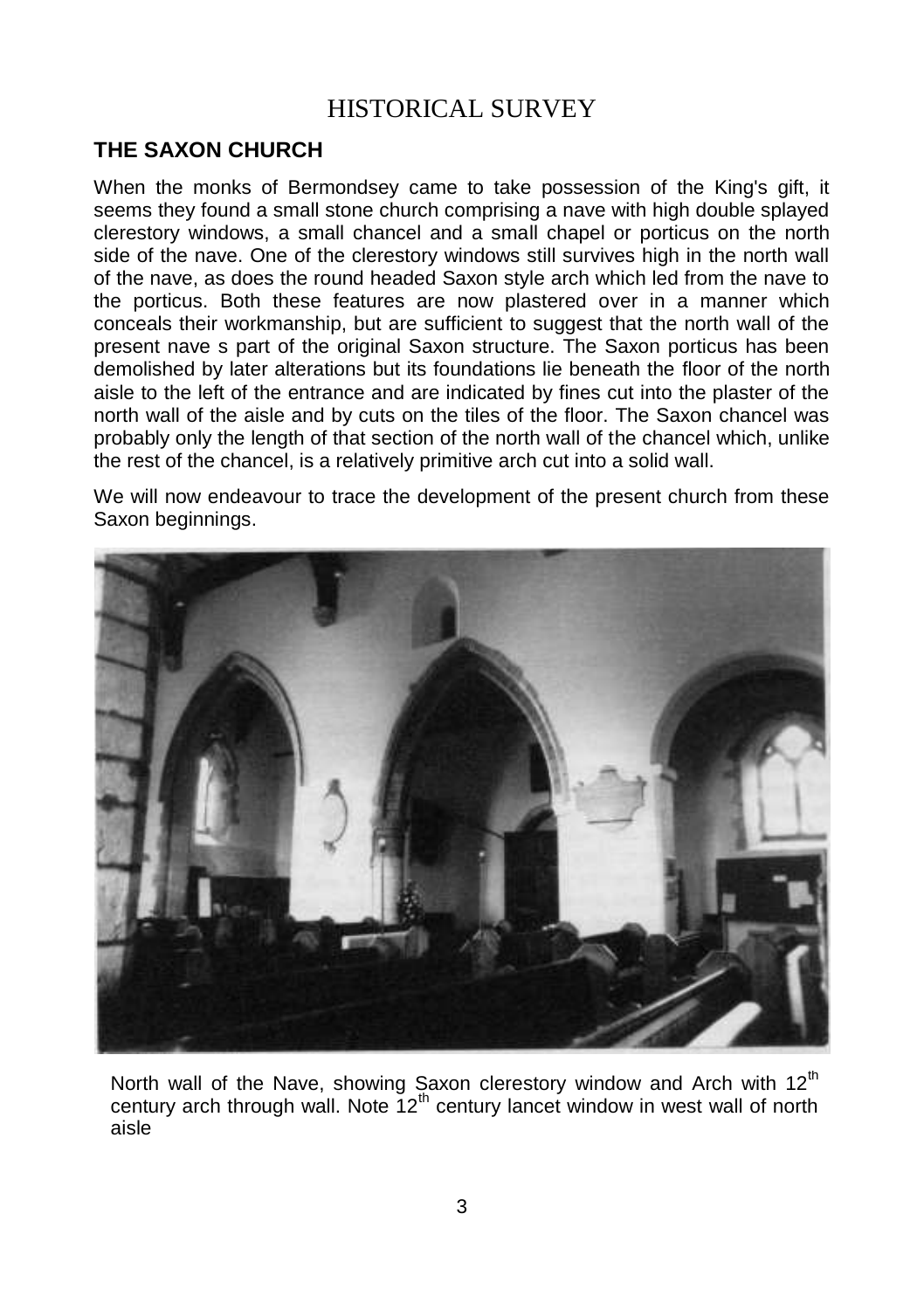# HISTORICAL SURVEY

## THE SAXON CHURCH

When the monks of Bermondsey came to take possession of the King's gift, it seems they found a small stone church comprising a nave with high double splayed clerestory windows, a small chancel and a small chapel or porticus on the north side of the nave. One of the clerestory windows still survives high in the north wall of the nave, as does the round headed Saxon style arch which led from the nave to the porticus. Both these features are now plastered over in a manner which conceals their workmanship, but are sufficient to suggest that the north wall of the present nave s part of the original Saxon structure. The Saxon porticus has been demolished by later alterations but its foundations lie beneath the floor of the north aisle to the left of the entrance and are indicated by fines cut into the plaster of the north wall of the aisle and by cuts on the tiles of the floor. The Saxon chancel was probably only the length of that section of the north wall of the chancel which, unlike the rest of the chancel, is a relatively primitive arch cut into a solid wall.

We will now endeavour to trace the development of the present church from these Saxon beginnings.

North wall of the Nave, showing Saxon clerestory window and Arch with 12th century arch through wall. Note 12th century lancet window in west wall of north aisle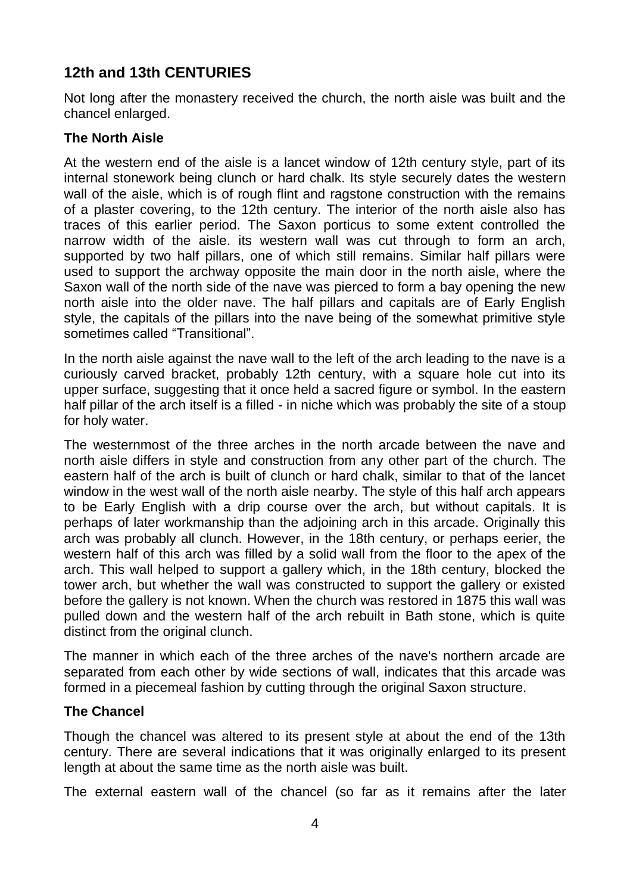## 12th and 13th CENTURIES

Not long after the monastery received the church, the north aisle was built and the chancel enlarged.

### The North Aisle

At the western end of the aisle is a lancet window of 12th century style, part of its internal stonework being clunch or hard chalk. Its style securely dates the western wall of the aisle, which is of rough flint and ragstone construction with the remains of a plaster covering, to the 12th century. The interior of the north aisle also has traces of this earlier period. The Saxon porticus to some extent controlled the narrow width of the aisle. its western wall was cut through to form an arch, supported by two half pillars, one of which still remains. Similar half pillars were used to support the archway opposite the main door in the north aisle, where the Saxon wall of the north side of the nave was pierced to form a bay opening the new north aisle into the older nave. The half pillars and capitals are of Early English style, the capitals of the pillars into the nave being of the somewhat primitive style sometimes called "Transitional".

In the north aisle against the nave wall to the left of the arch leading to the nave is a curiously carved bracket, probably 12th century, with a square hole cut into its upper surface, suggesting that it once held a sacred figure or symbol. In the eastern half pillar of the arch itself is a filled - in niche which was probably the site of a stoup for holy water.

The westernmost of the three arches in the north arcade between the nave and north aisle differs in style and construction from any other part of the church. The eastern half of the arch is built of clunch or hard chalk, similar to that of the lancet window in the west wall of the north aisle nearby. The style of this half arch appears to be Early English with a drip course over the arch, but without capitals. It is perhaps of later workmanship than the adjoining arch in this arcade. Originally this arch was probably all clunch. However, in the 18th century, or perhaps eerier, the western half of this arch was filled by a solid wall from the floor to the apex of the arch. This wall helped to support a gallery which, in the 18th century, blocked the tower arch, but whether the wall was constructed to support the gallery or existed before the gallery is not known. When the church was restored in 1875 this wall was pulled down and the western half of the arch rebuilt in Bath stone, which is quite distinct from the original clunch.

The manner in which each of the three arches of the nave's northern arcade are separated from each other by wide sections of wall, indicates that this arcade was formed in a piecemeal fashion by cutting through the original Saxon structure.

### The Chancel

Though the chancel was altered to its present style at about the end of the 13th century. There are several indications that it was originally enlarged to its present length at about the same time as the north aisle was built.

The external eastern wall of the chancel (so far as it remains after the later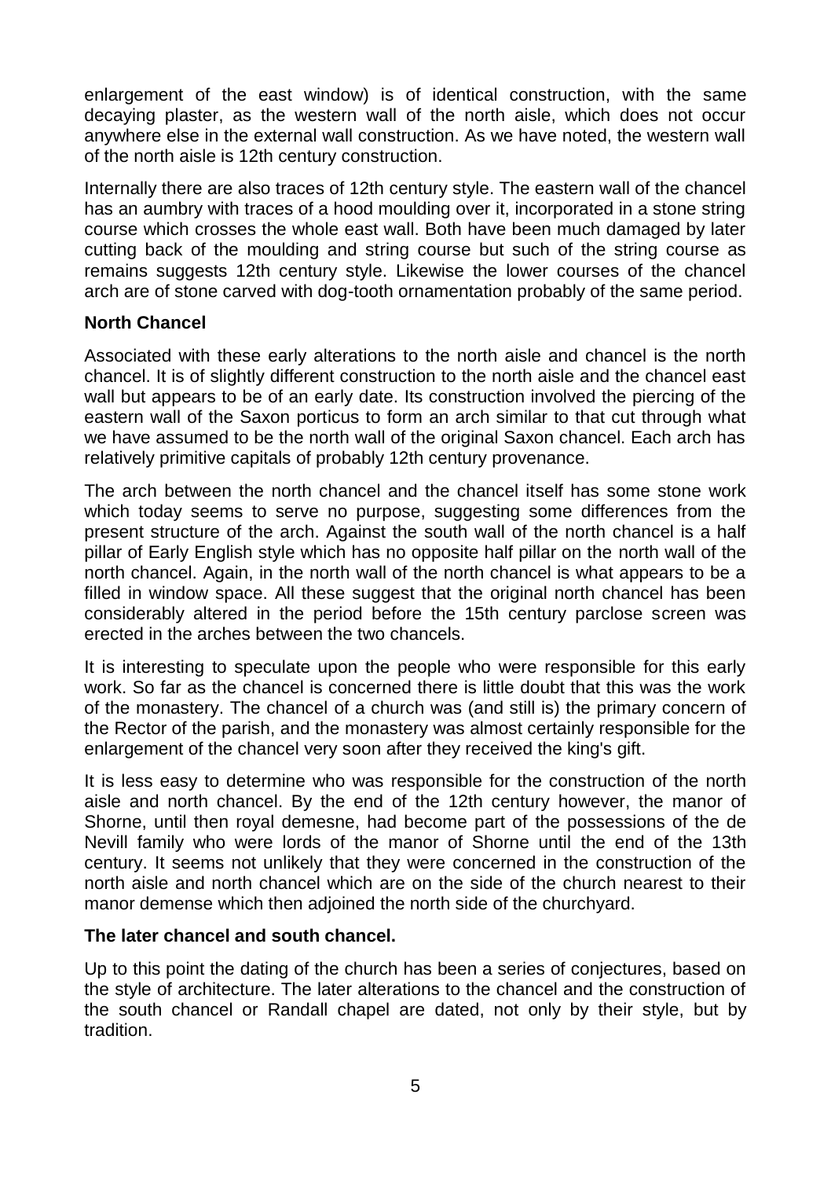enlargement of the east window) is of identical construction, with the same decaying plaster, as the western wall of the north aisle, which does not occur anywhere else in the external wall construction. As we have noted, the western wall of the north aisle is 12th century construction.

Internally there are also traces of 12th century style. The eastern wall of the chancel has an aumbry with traces of a hood moulding over it, incorporated in a stone string course which crosses the whole east wall. Both have been much damaged by later cutting back of the moulding and string course but such of the string course as remains suggests 12th century style. Likewise the lower courses of the chancel arch are of stone carved with dog-tooth ornamentation probably of the same period.

**North Chancel**

Associated with these early alterations to the north aisle and chancel is the north chancel. It is of slightly different construction to the north aisle and the chancel east wall but appears to be of an early date. Its construction involved the piercing of the eastern wall of the Saxon porticus to form an arch similar to that cut through what we have assumed to be the north wall of the original Saxon chancel. Each arch has relatively primitive capitals of probably 12th century provenance.

The arch between the north chancel and the chancel itself has some stone work which today seems to serve no purpose, suggesting some differences from the present structure of the arch. Against the south wall of the north chancel is a half pillar of Early English style which has no opposite half pillar on the north wall of the north chancel. Again, in the north wall of the north chancel is what appears to be a filled in window space. All these suggest that the original north chancel has been considerably altered in the period before the 15th century parclose screen was erected in the arches between the two chancels.

It is interesting to speculate upon the people who were responsible for this early work. So far as the chancel is concerned there is little doubt that this was the work of the monastery. The chancel of a church was (and still is) the primary concern of the Rector of the parish, and the monastery was almost certainly responsible for the enlargement of the chancel very soon after they received the king's gift.

It is less easy to determine who was responsible for the construction of the north aisle and north chancel. By the end of the 12th century however, the manor of Shorne, until then royal demesne, had become part of the possessions of the de Nevill family who were lords of the manor of Shorne until the end of the 13th century. It seems not unlikely that they were concerned in the construction of the north aisle and north chancel which are on the side of the church nearest to their manor demense which then adjoined the north side of the churchyard.

**The later chancel and south chancel.**

Up to this point the dating of the church has been a series of conjectures, based on the style of architecture. The later alterations to the chancel and the construction of the south chancel or Randall chapel are dated, not only by their style, but by tradition.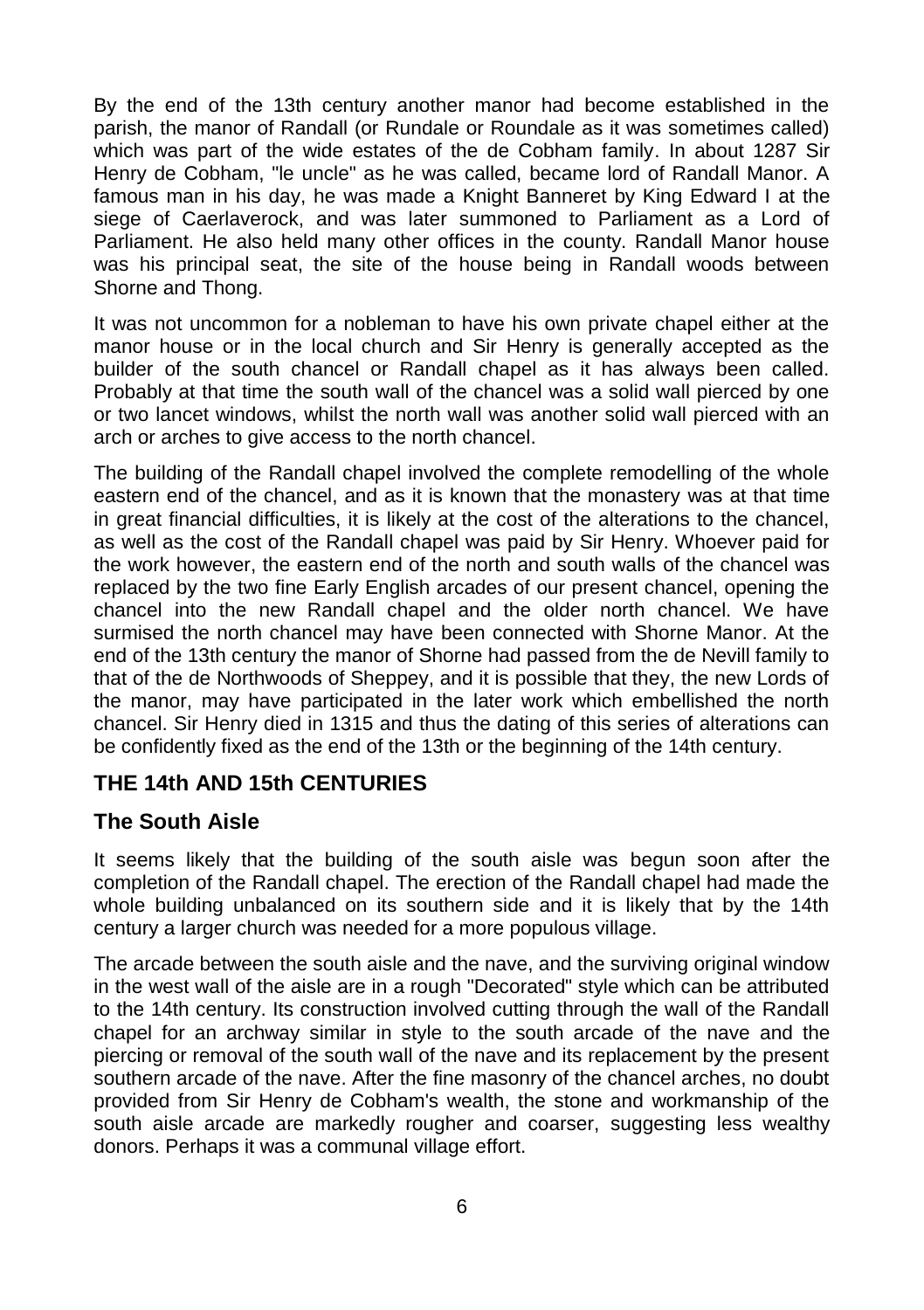By the end of the 13th century another manor had become established in the parish, the manor of Randall (or Rundale or Roundale as it was sometimes called) which was part of the wide estates of the de Cobham family. In about 1287 Sir Henry de Cobham, "le uncle" as he was called, became lord of Randall Manor. A famous man in his day, he was made a Knight Banneret by King Edward I at the siege of Caerlaverock, and was later summoned to Parliament as a Lord of Parliament. He also held many other offices in the county. Randall Manor house was his principal seat, the site of the house being in Randall woods between Shorne and Thong.

It was not uncommon for a nobleman to have his own private chapel either at the manor house or in the local church and Sir Henry is generally accepted as the builder of the south chancel or Randall chapel as it has always been called. Probably at that time the south wall of the chancel was a solid wall pierced by one or two lancet windows, whilst the north wall was another solid wall pierced with an arch or arches to give access to the north chancel.

The building of the Randall chapel involved the complete remodelling of the whole eastern end of the chancel, and as it is known that the monastery was at that time in great financial difficulties, it is likely at the cost of the alterations to the chancel, as well as the cost of the Randall chapel was paid by Sir Henry. Whoever paid for the work however, the eastern end of the north and south walls of the chancel was replaced by the two fine Early English arcades of our present chancel, opening the chancel into the new Randall chapel and the older north chancel. We have surmised the north chancel may have been connected with Shorne Manor. At the end of the 13th century the manor of Shorne had passed from the de Nevill family to that of the de Northwoods of Sheppey, and it is possible that they, the new Lords of the manor, may have participated in the later work which embellished the north chancel. Sir Henry died in 1315 and thus the dating of this series of alterations can be confidently fixed as the end of the 13th or the beginning of the 14th century.

## THE 14th AND 15th CENTURIES

### The South Aisle

It seems likely that the building of the south aisle was begun soon after the completion of the Randall chapel. The erection of the Randall chapel had made the whole building unbalanced on its southern side and it is likely that by the 14th century a larger church was needed for a more populous village.

The arcade between the south aisle and the nave, and the surviving original window in the west wall of the aisle are in a rough "Decorated" style which can be attributed to the 14th century. Its construction involved cutting through the wall of the Randall chapel for an archway similar in style to the south arcade of the nave and the piercing or removal of the south wall of the nave and its replacement by the present southern arcade of the nave. After the fine masonry of the chancel arches, no doubt provided from Sir Henry de Cobham's wealth, the stone and workmanship of the south aisle arcade are markedly rougher and coarser, suggesting less wealthy donors. Perhaps it was a communal village effort.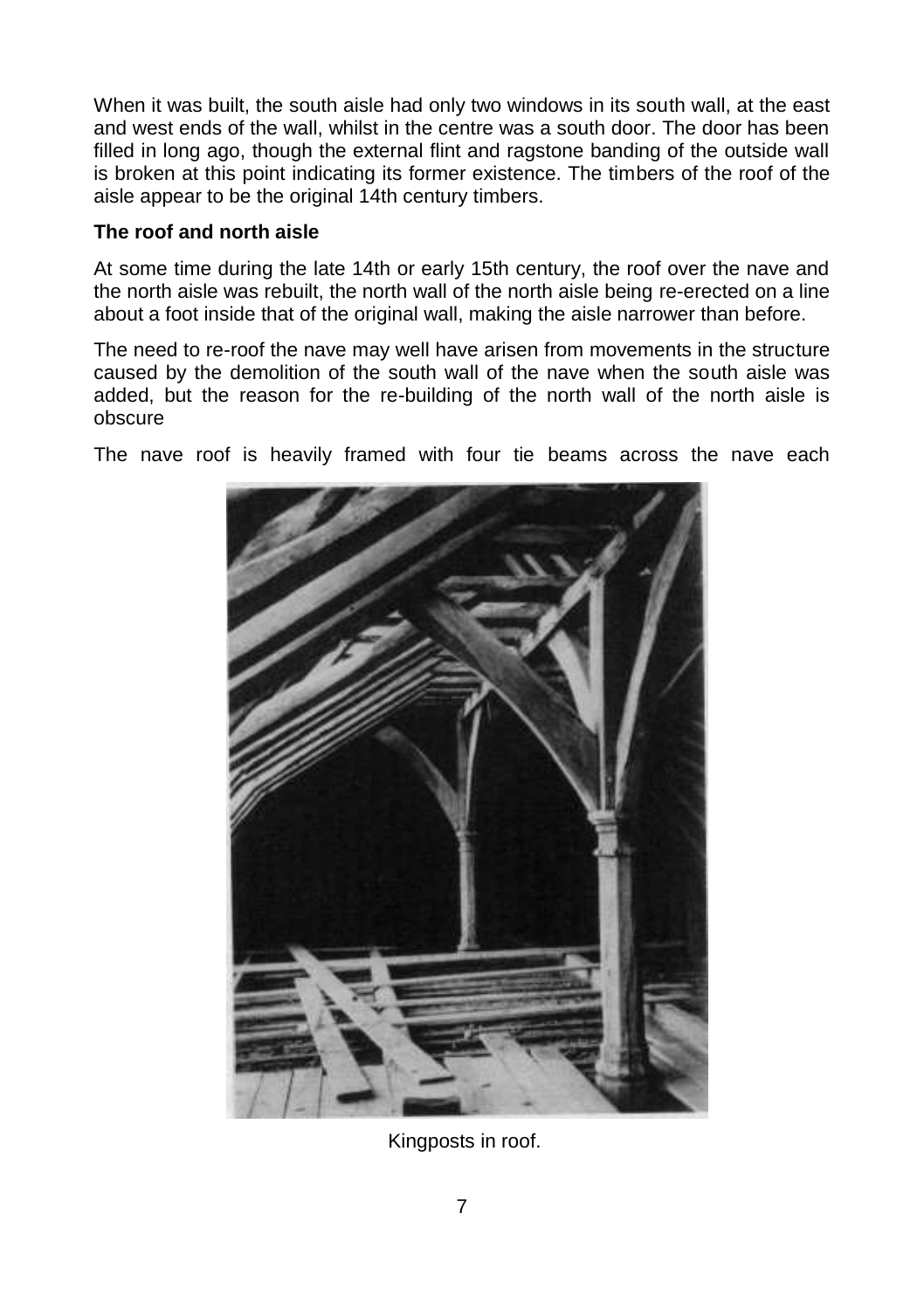When it was built, the south aisle had only two windows in its south wall, at the east and west ends of the wall, whilst in the centre was a south door. The door has been filled in long ago, though the external flint and ragstone banding of the outside wall is broken at this point indicating its former existence. The timbers of the roof of the aisle appear to be the original 14th century timbers.

**The roof and north aisle**

At some time during the late 14th or early 15th century, the roof over the nave and the north aisle was rebuilt, the north wall of the north aisle being re-erected on a line about a foot inside that of the original wall, making the aisle narrower than before.

The need to re-roof the nave may well have arisen from movements in the structure caused by the demolition of the south wall of the nave when the south aisle was added, but the reason for the re-building of the north wall of the north aisle is obscure

The nave roof is heavily framed with four tie beams across the nave each

Kingposts in roof.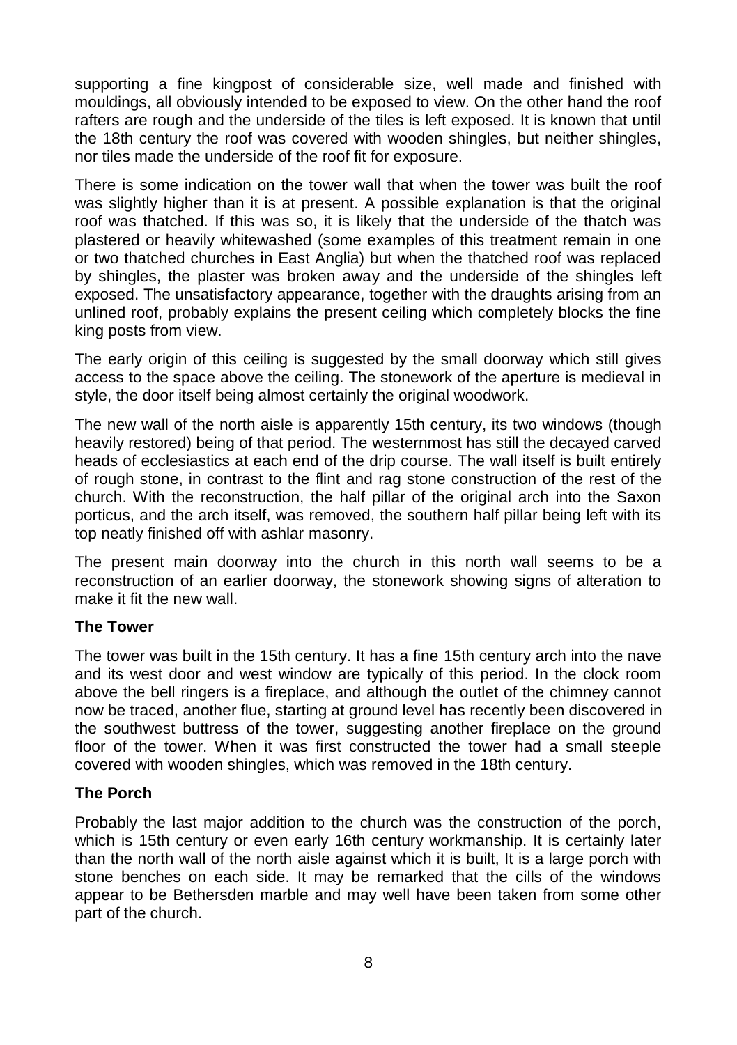supporting a fine kingpost of considerable size, well made and finished with mouldings, all obviously intended to be exposed to view. On the other hand the roof rafters are rough and the underside of the tiles is left exposed. It is known that until the 18th century the roof was covered with wooden shingles, but neither shingles, nor tiles made the underside of the roof fit for exposure.

There is some indication on the tower wall that when the tower was built the roof was slightly higher than it is at present. A possible explanation is that the original roof was thatched. If this was so, it is likely that the underside of the thatch was plastered or heavily whitewashed (some examples of this treatment remain in one or two thatched churches in East Anglia) but when the thatched roof was replaced by shingles, the plaster was broken away and the underside of the shingles left exposed. The unsatisfactory appearance, together with the draughts arising from an unlined roof, probably explains the present ceiling which completely blocks the fine king posts from view.

The early origin of this ceiling is suggested by the small doorway which still gives access to the space above the ceiling. The stonework of the aperture is medieval in style, the door itself being almost certainly the original woodwork.

The new wall of the north aisle is apparently 15th century, its two windows (though heavily restored) being of that period. The westernmost has still the decayed carved heads of ecclesiastics at each end of the drip course. The wall itself is built entirely of rough stone, in contrast to the flint and rag stone construction of the rest of the church. With the reconstruction, the half pillar of the original arch into the Saxon porticus, and the arch itself, was removed, the southern half pillar being left with its top neatly finished off with ashlar masonry.

The present main doorway into the church in this north wall seems to be a reconstruction of an earlier doorway, the stonework showing signs of alteration to make it fit the new wall.

### The Tower

The tower was built in the 15th century. It has a fine 15th century arch into the nave and its west door and west window are typically of this period. In the clock room above the bell ringers is a fireplace, and although the outlet of the chimney cannot now be traced, another flue, starting at ground level has recently been discovered in the southwest buttress of the tower, suggesting another fireplace on the ground floor of the tower. When it was first constructed the tower had a small steeple covered with wooden shingles, which was removed in the 18th century.

### The Porch

Probably the last major addition to the church was the construction of the porch, which is 15th century or even early 16th century workmanship. It is certainly later than the north wall of the north aisle against which it is built, It is a large porch with stone benches on each side. It may be remarked that the cills of the windows appear to be Bethersden marble and may well have been taken from some other part of the church.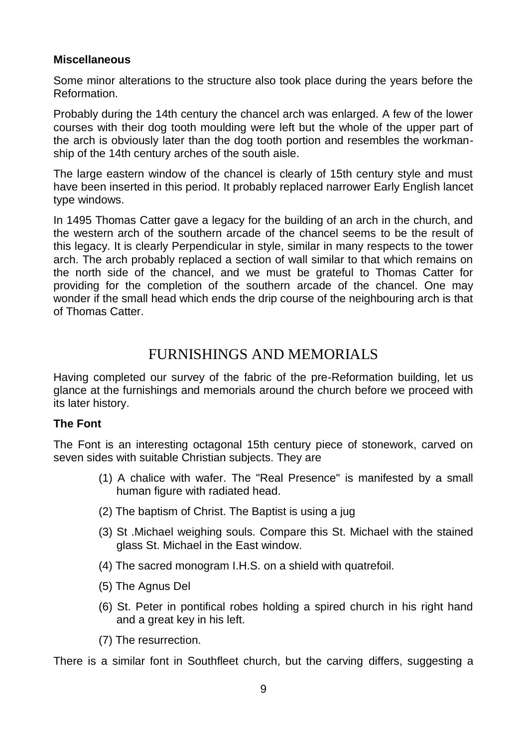### Miscellaneous

Some minor alterations to the structure also took place during the years before the Reformation.

Probably during the 14th century the chancel arch was enlarged. A few of the lower courses with their dog tooth moulding were left but the whole of the upper part of the arch is obviously later than the dog tooth portion and resembles the workmanship of the 14th century arches of the south aisle.

The large eastern window of the chancel is clearly of 15th century style and must have been inserted in this period. It probably replaced narrower Early English lancet type windows.

In 1495 Thomas Catter gave a legacy for the building of an arch in the church, and the western arch of the southern arcade of the chancel seems to be the result of this legacy. It is clearly Perpendicular in style, similar in many respects to the tower arch. The arch probably replaced a section of wall similar to that which remains on the north side of the chancel, and we must be grateful to Thomas Catter for providing for the completion of the southern arcade of the chancel. One may wonder if the small head which ends the drip course of the neighbouring arch is that of Thomas Catter.

## FURNISHINGS AND MEMORIALS

Having completed our survey of the fabric of the pre-Reformation building, let us glance at the furnishings and memorials around the church before we proceed with its later history.

### The Font

The Font is an interesting octagonal 15th century piece of stonework, carved on seven sides with suitable Christian subjects. They are

(1) A chalice with wafer. The "Real Presence" is manifested by a small human figure with radiated head.

(2) The baptism of Christ. The Baptist is using a jug

(3) St .Michael weighing souls. Compare this St. Michael with the stained glass St. Michael in the East window.

(4) The sacred monogram I.H.S. on a shield with quatrefoil.

(5) The Agnus Del

(6) St. Peter in pontifical robes holding a spired church in his right hand and a great key in his left.

(7) The resurrection.

There is a similar font in Southfleet church, but the carving differs, suggesting a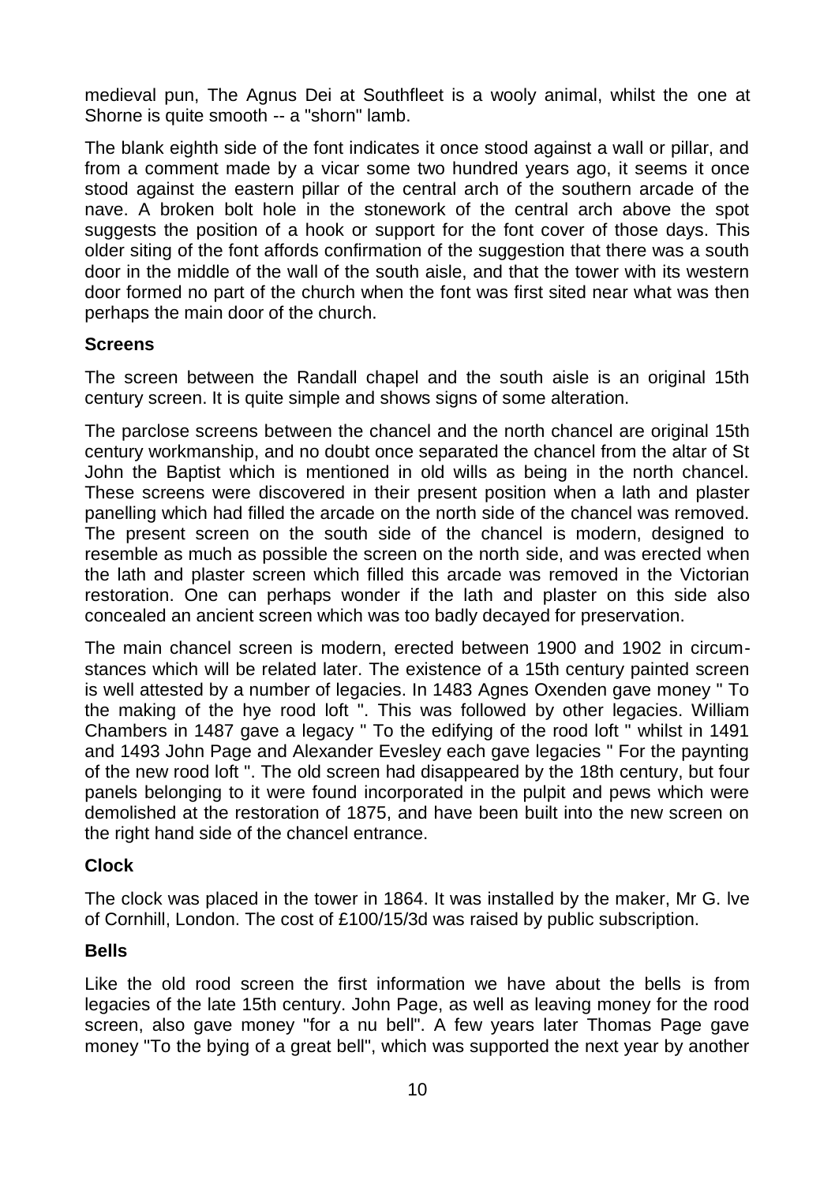medieval pun, The Agnus Dei at Southfleet is a wooly animal, whilst the one at Shorne is quite smooth -- a "shorn" lamb.

The blank eighth side of the font indicates it once stood against a wall or pillar, and from a comment made by a vicar some two hundred years ago, it seems it once stood against the eastern pillar of the central arch of the southern arcade of the nave. A broken bolt hole in the stonework of the central arch above the spot suggests the position of a hook or support for the font cover of those days. This older siting of the font affords confirmation of the suggestion that there was a south door in the middle of the wall of the south aisle, and that the tower with its western door formed no part of the church when the font was first sited near what was then perhaps the main door of the church.

**Screens**

The screen between the Randall chapel and the south aisle is an original 15th century screen. It is quite simple and shows signs of some alteration.

The parclose screens between the chancel and the north chancel are original 15th century workmanship, and no doubt once separated the chancel from the altar of St John the Baptist which is mentioned in old wills as being in the north chancel. These screens were discovered in their present position when a lath and plaster panelling which had filled the arcade on the north side of the chancel was removed. The present screen on the south side of the chancel is modern, designed to resemble as much as possible the screen on the north side, and was erected when the lath and plaster screen which filled this arcade was removed in the Victorian restoration. One can perhaps wonder if the lath and plaster on this side also concealed an ancient screen which was too badly decayed for preservation.

The main chancel screen is modern, erected between 1900 and 1902 in circumstances which will be related later. The existence of a 15th century painted screen is well attested by a number of legacies. In 1483 Agnes Oxenden gave money " To the making of the hye rood loft ". This was followed by other legacies. William Chambers in 1487 gave a legacy " To the edifying of the rood loft " whilst in 1491 and 1493 John Page and Alexander Evesley each gave legacies " For the paynting of the new rood loft ". The old screen had disappeared by the 18th century, but four panels belonging to it were found incorporated in the pulpit and pews which were demolished at the restoration of 1875, and have been built into the new screen on the right hand side of the chancel entrance.

**Clock**

The clock was placed in the tower in 1864. It was installed by the maker, Mr G. Ive of Cornhill, London. The cost of £100/15/3d was raised by public subscription.

**Bells**

Like the old rood screen the first information we have about the bells is from legacies of the late 15th century. John Page, as well as leaving money for the rood screen, also gave money "for a nu bell". A few years later Thomas Page gave money "To the bying of a great bell", which was supported the next year by another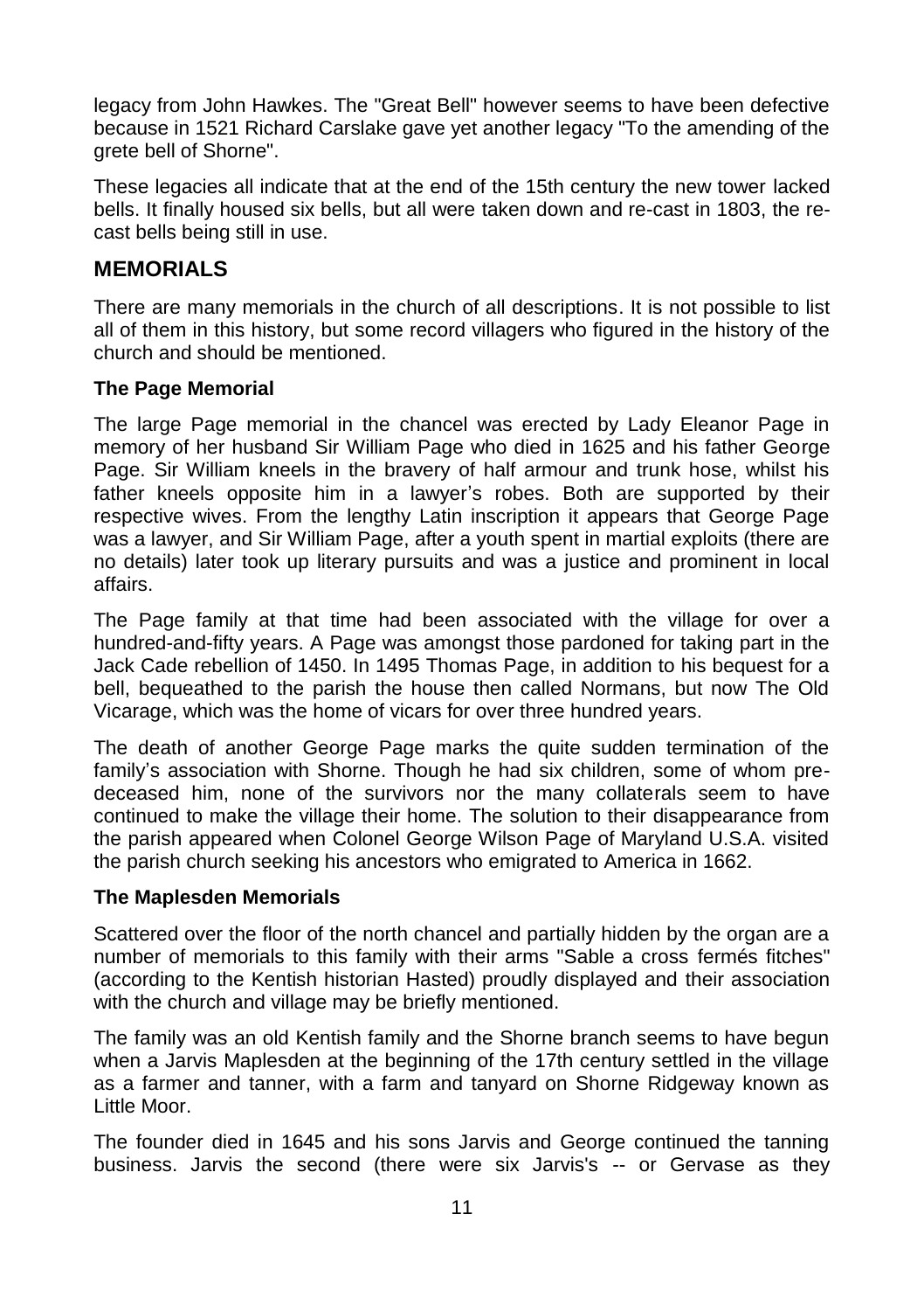legacy from John Hawkes. The "Great Bell" however seems to have been defective because in 1521 Richard Carslake gave yet another legacy "To the amending of the grete bell of Shorne".

These legacies all indicate that at the end of the 15th century the new tower lacked bells. It finally housed six bells, but all were taken down and re-cast in 1803, the re-cast bells being still in use.

## MEMORIALS

There are many memorials in the church of all descriptions. It is not possible to list all of them in this history, but some record villagers who figured in the history of the church and should be mentioned.

### The Page Memorial

The large Page memorial in the chancel was erected by Lady Eleanor Page in memory of her husband Sir William Page who died in 1625 and his father George Page. Sir William kneels in the bravery of half armour and trunk hose, whilst his father kneels opposite him in a lawyer's robes. Both are supported by their respective wives. From the lengthy Latin inscription it appears that George Page was a lawyer, and Sir William Page, after a youth spent in martial exploits (there are no details) later took up literary pursuits and was a justice and prominent in local affairs.

The Page family at that time had been associated with the village for over a hundred-and-fifty years. A Page was amongst those pardoned for taking part in the Jack Cade rebellion of 1450. In 1495 Thomas Page, in addition to his bequest for a bell, bequeathed to the parish the house then called Normans, but now The Old Vicarage, which was the home of vicars for over three hundred years.

The death of another George Page marks the quite sudden termination of the family's association with Shorne. Though he had six children, some of whom pre-deceased him, none of the survivors nor the many collaterals seem to have continued to make the village their home. The solution to their disappearance from the parish appeared when Colonel George Wilson Page of Maryland U.S.A. visited the parish church seeking his ancestors who emigrated to America in 1662.

### The Maplesden Memorials

Scattered over the floor of the north chancel and partially hidden by the organ are a number of memorials to this family with their arms "Sable a cross fermés fitches" (according to the Kentish historian Hasted) proudly displayed and their association with the church and village may be briefly mentioned.

The family was an old Kentish family and the Shorne branch seems to have begun when a Jarvis Maplesden at the beginning of the 17th century settled in the village as a farmer and tanner, with a farm and tanyard on Shorne Ridgeway known as Little Moor.

The founder died in 1645 and his sons Jarvis and George continued the tanning business. Jarvis the second (there were six Jarvis's -- or Gervase as they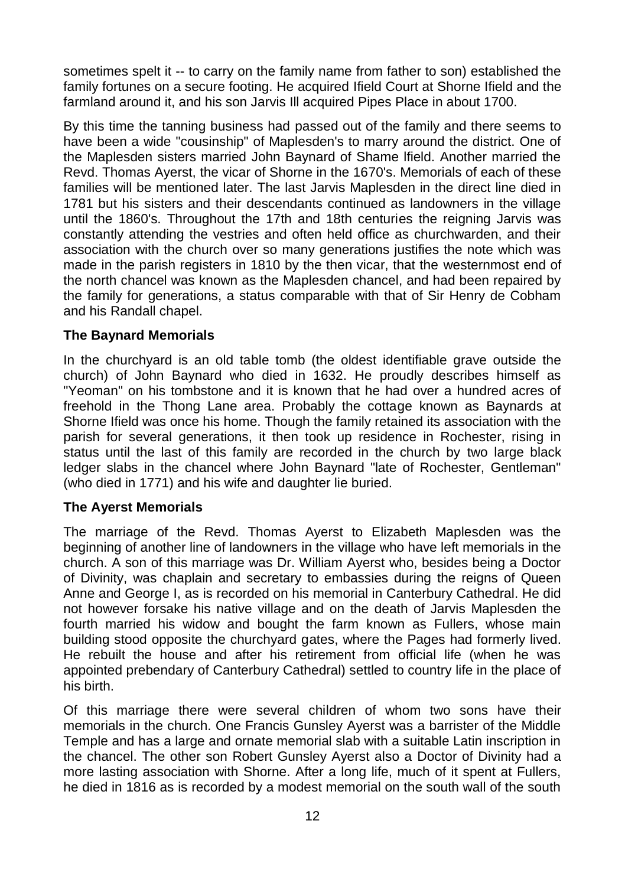sometimes spelt it -- to carry on the family name from father to son) established the family fortunes on a secure footing. He acquired Ifield Court at Shorne Ifield and the farmland around it, and his son Jarvis Ill acquired Pipes Place in about 1700.

By this time the tanning business had passed out of the family and there seems to have been a wide "cousinship" of Maplesden's to marry around the district. One of the Maplesden sisters married John Baynard of Shame lfield. Another married the Revd. Thomas Ayerst, the vicar of Shorne in the 1670's. Memorials of each of these families will be mentioned later. The last Jarvis Maplesden in the direct line died in 1781 but his sisters and their descendants continued as landowners in the village until the 1860's. Throughout the 17th and 18th centuries the reigning Jarvis was constantly attending the vestries and often held office as churchwarden, and their association with the church over so many generations justifies the note which was made in the parish registers in 1810 by the then vicar, that the westernmost end of the north chancel was known as the Maplesden chancel, and had been repaired by the family for generations, a status comparable with that of Sir Henry de Cobham and his Randall chapel.

### The Baynard Memorials

In the churchyard is an old table tomb (the oldest identifiable grave outside the church) of John Baynard who died in 1632. He proudly describes himself as "Yeoman" on his tombstone and it is known that he had over a hundred acres of freehold in the Thong Lane area. Probably the cottage known as Baynards at Shorne Ifield was once his home. Though the family retained its association with the parish for several generations, it then took up residence in Rochester, rising in status until the last of this family are recorded in the church by two large black ledger slabs in the chancel where John Baynard "late of Rochester, Gentleman" (who died in 1771) and his wife and daughter lie buried.

### The Ayerst Memorials

The marriage of the Revd. Thomas Ayerst to Elizabeth Maplesden was the beginning of another line of landowners in the village who have left memorials in the church. A son of this marriage was Dr. William Ayerst who, besides being a Doctor of Divinity, was chaplain and secretary to embassies during the reigns of Queen Anne and George I, as is recorded on his memorial in Canterbury Cathedral. He did not however forsake his native village and on the death of Jarvis Maplesden the fourth married his widow and bought the farm known as Fullers, whose main building stood opposite the churchyard gates, where the Pages had formerly lived. He rebuilt the house and after his retirement from official life (when he was appointed prebendary of Canterbury Cathedral) settled to country life in the place of his birth.

Of this marriage there were several children of whom two sons have their memorials in the church. One Francis Gunsley Ayerst was a barrister of the Middle Temple and has a large and ornate memorial slab with a suitable Latin inscription in the chancel. The other son Robert Gunsley Ayerst also a Doctor of Divinity had a more lasting association with Shorne. After a long life, much of it spent at Fullers, he died in 1816 as is recorded by a modest memorial on the south wall of the south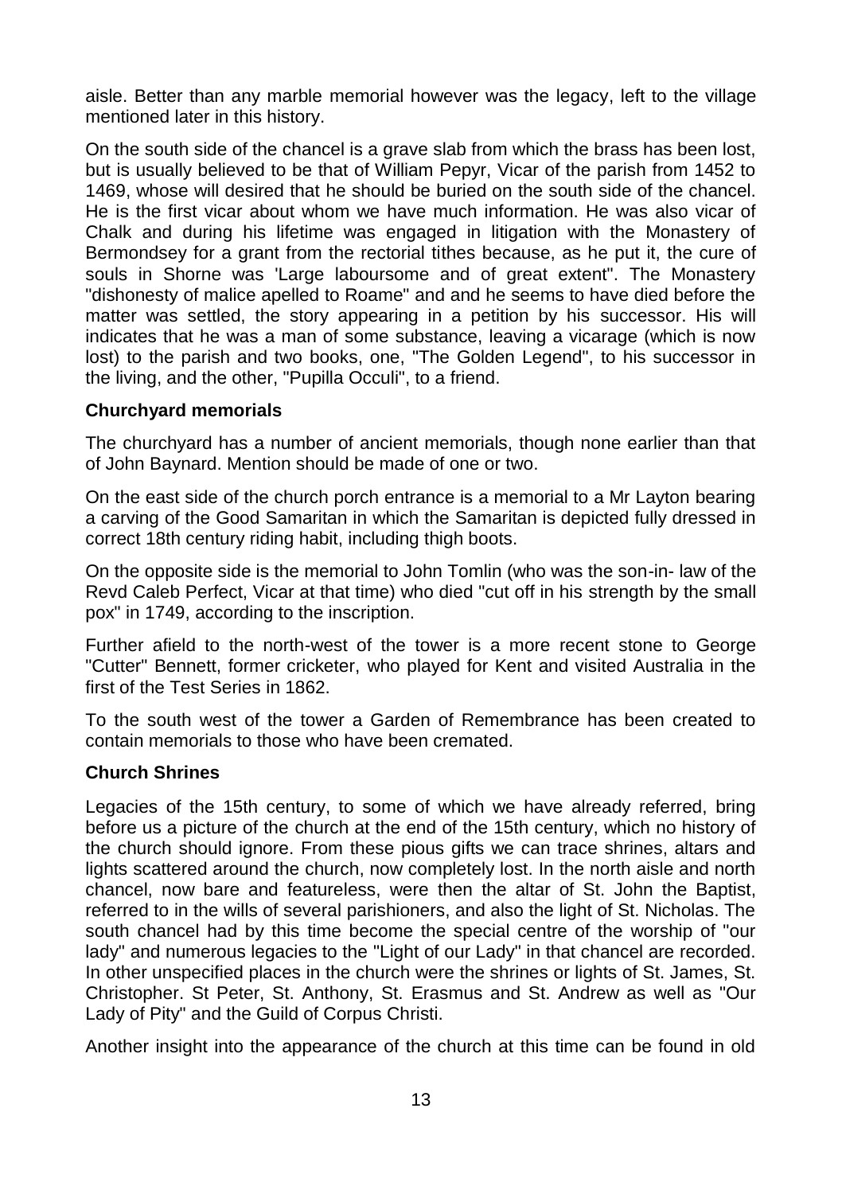aisle. Better than any marble memorial however was the legacy, left to the village mentioned later in this history.

On the south side of the chancel is a grave slab from which the brass has been lost, but is usually believed to be that of William Pepyr, Vicar of the parish from 1452 to 1469, whose will desired that he should be buried on the south side of the chancel. He is the first vicar about whom we have much information. He was also vicar of Chalk and during his lifetime was engaged in litigation with the Monastery of Bermondsey for a grant from the rectorial tithes because, as he put it, the cure of souls in Shorne was 'Large labour­some and of great extent". The Monastery "dishonesty of malice apelled to Roame" and and he seems to have died before the matter was settled, the story appearing in a petition by his successor. His will indicates that he was a man of some substance, leaving a vicarage (which is now lost) to the parish and two books, one, "The Golden Legend", to his successor in the living, and the other, "Pupilla Occuli", to a friend.

### Churchyard memorials

The churchyard has a number of ancient memorials, though none earlier than that of John Baynard. Mention should be made of one or two.

On the east side of the church porch entrance is a memorial to a Mr Layton bearing a carving of the Good Samaritan in which the Samaritan is depicted fully dressed in correct 18th century riding habit, including thigh boots.

On the opposite side is the memorial to John Tomlin (who was the son-in- law of the Revd Caleb Perfect, Vicar at that time) who died "cut off in his strength by the small pox" in 1749, according to the inscription.

Further afield to the north-west of the tower is a more recent stone to George "Cutter" Bennett, former cricketer, who played for Kent and visited Australia in the first of the Test Series in 1862.

To the south west of the tower a Garden of Remembrance has been created to contain memorials to those who have been cremated.

### Church Shrines

Legacies of the 15th century, to some of which we have already referred, bring before us a picture of the church at the end of the 15th century, which no history of the church should ignore. From these pious gifts we can trace shrines, altars and lights scattered around the church, now completely lost. In the north aisle and north chancel, now bare and featureless, were then the altar of St. John the Baptist, referred to in the wills of several parishioners, and also the light of St. Nicholas. The south chancel had by this time become the special centre of the worship of "our lady" and numerous legacies to the "Light of our Lady" in that chancel are recorded. In other unspecified places in the church were the shrines or lights of St. James, St. Christopher. St Peter, St. Anthony, St. Erasmus and St. Andrew as well as "Our Lady of Pity" and the Guild of Corpus Christi.

Another insight into the appearance of the church at this time can be found in old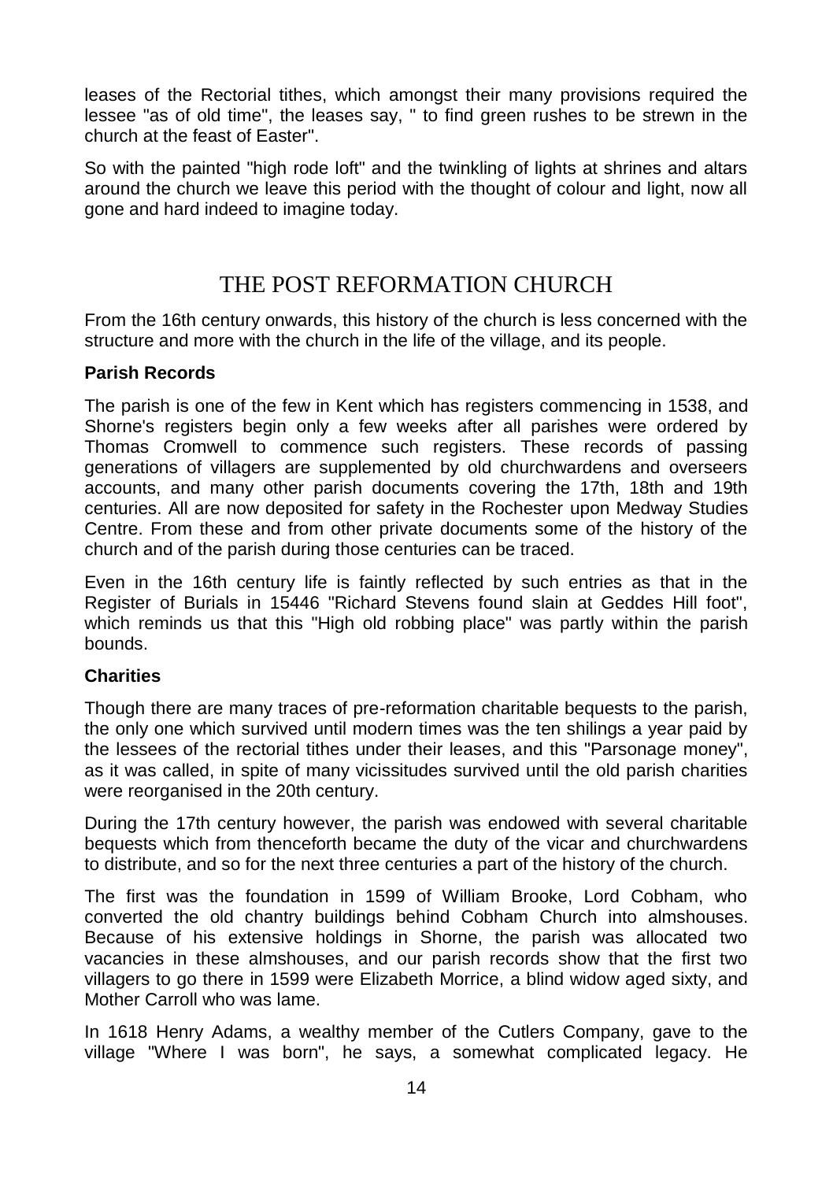leases of the Rectorial tithes, which amongst their many provisions required the lessee "as of old time", the leases say, " to find green rushes to be strewn in the church at the feast of Easter".

So with the painted "high rode loft" and the twinkling of lights at shrines and altars around the church we leave this period with the thought of colour and light, now all gone and hard indeed to imagine today.

## THE POST REFORMATION CHURCH

From the 16th century onwards, this history of the church is less concerned with the structure and more with the church in the life of the village, and its people.

### Parish Records

The parish is one of the few in Kent which has registers commencing in 1538, and Shorne's registers begin only a few weeks after all parishes were ordered by Thomas Cromwell to commence such registers. These records of passing generations of villagers are supplemented by old churchwardens and overseers accounts, and many other parish documents covering the 17th, 18th and 19th centuries. All are now deposited for safety in the Rochester upon Medway Studies Centre. From these and from other private documents some of the history of the church and of the parish during those centuries can be traced.

Even in the 16th century life is faintly reflected by such entries as that in the Register of Burials in 15446 "Richard Stevens found slain at Geddes Hill foot", which reminds us that this "High old robbing place" was partly within the parish bounds.

### Charities

Though there are many traces of pre-reformation charitable bequests to the parish, the only one which survived until modern times was the ten shilings a year paid by the lessees of the rectorial tithes under their leases, and this "Parsonage money", as it was called, in spite of many vicissitudes survived until the old parish charities were reorganised in the 20th century.

During the 17th century however, the parish was endowed with several charitable bequests which from thenceforth became the duty of the vicar and churchwardens to distribute, and so for the next three centuries a part of the history of the church.

The first was the foundation in 1599 of William Brooke, Lord Cobham, who converted the old chantry buildings behind Cobham Church into almshouses. Because of his extensive holdings in Shorne, the parish was allocated two vacancies in these almshouses, and our parish records show that the first two villagers to go there in 1599 were Elizabeth Morrice, a blind widow aged sixty, and Mother Carroll who was lame.

In 1618 Henry Adams, a wealthy member of the Cutlers Company, gave to the village "Where I was born", he says, a somewhat complicated legacy. He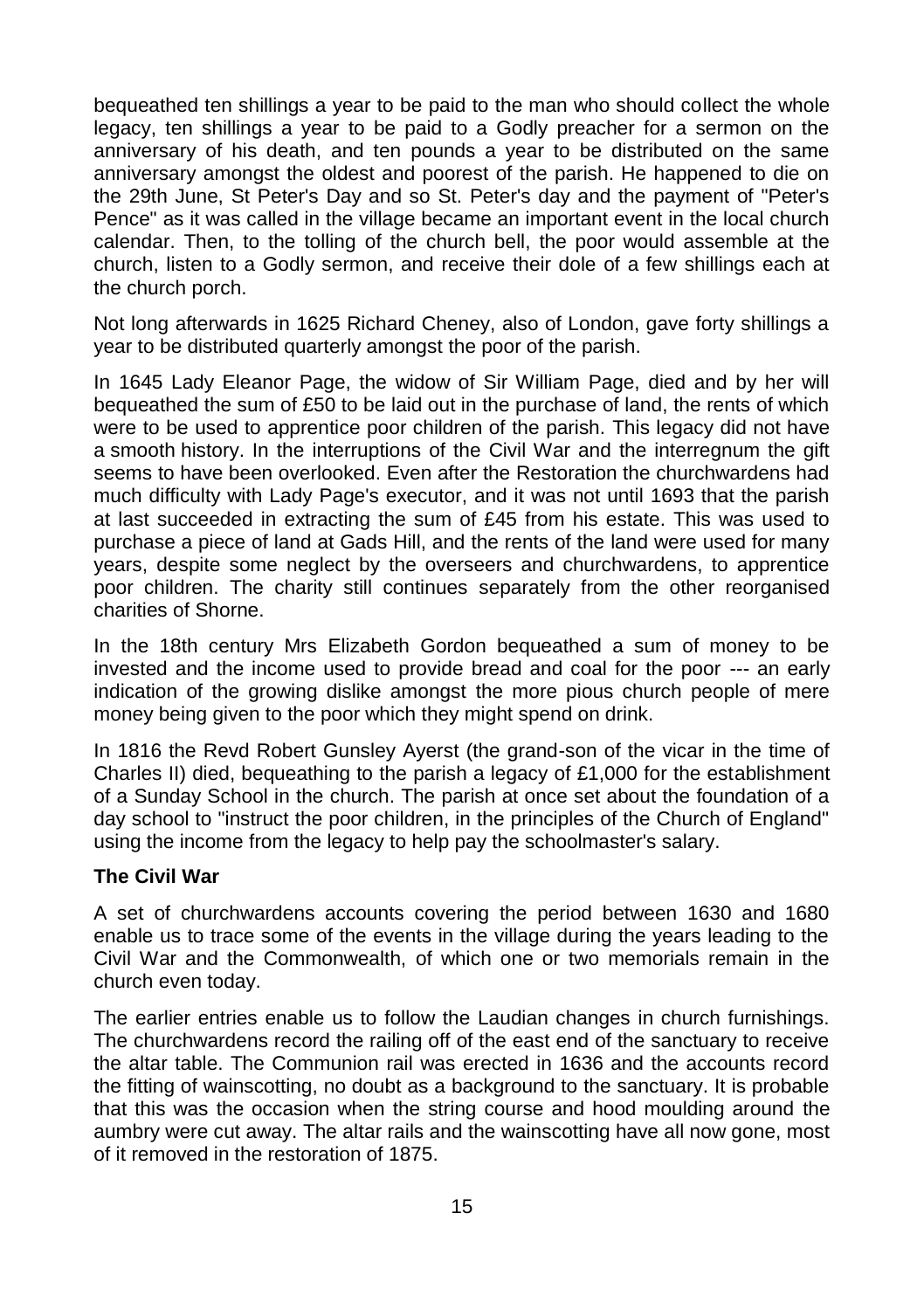bequeathed ten shillings a year to be paid to the man who should collect the whole legacy, ten shillings a year to be paid to a Godly preacher for a sermon on the anniversary of his death, and ten pounds a year to be distributed on the same anniversary amongst the oldest and poorest of the parish. He happened to die on the 29th June, St Peter's Day and so St. Peter's day and the payment of "Peter's Pence" as it was called in the village became an important event in the local church calendar. Then, to the tolling of the church bell, the poor would assemble at the church, listen to a Godly sermon, and receive their dole of a few shillings each at the church porch.

Not long afterwards in 1625 Richard Cheney, also of London, gave forty shillings a year to be distributed quarterly amongst the poor of the parish.

In 1645 Lady Eleanor Page, the widow of Sir William Page, died and by her will bequeathed the sum of £50 to be laid out in the purchase of land, the rents of which were to be used to apprentice poor children of the parish. This legacy did not have a smooth history. In the interruptions of the Civil War and the interregnum the gift seems to have been overlooked. Even after the Restoration the churchwardens had much difficulty with Lady Page's executor, and it was not until 1693 that the parish at last succeeded in extracting the sum of £45 from his estate. This was used to purchase a piece of land at Gads Hill, and the rents of the land were used for many years, despite some neglect by the overseers and churchwardens, to apprentice poor children. The charity still continues separately from the other reorganised charities of Shorne.

In the 18th century Mrs Elizabeth Gordon bequeathed a sum of money to be invested and the income used to provide bread and coal for the poor --- an early indication of the growing dislike amongst the more pious church people of mere money being given to the poor which they might spend on drink.

In 1816 the Revd Robert Gunsley Ayerst (the grand-son of the vicar in the time of Charles II) died, bequeathing to the parish a legacy of £1,000 for the establishment of a Sunday School in the church. The parish at once set about the foundation of a day school to "instruct the poor children, in the principles of the Church of England" using the income from the legacy to help pay the schoolmaster's salary.

**The Civil War**

A set of churchwardens accounts covering the period between 1630 and 1680 enable us to trace some of the events in the village during the years leading to the Civil War and the Commonwealth, of which one or two memorials remain in the church even today.

The earlier entries enable us to follow the Laudian changes in church furnishings. The churchwardens record the railing off of the east end of the sanctuary to receive the altar table. The Communion rail was erected in 1636 and the accounts record the fitting of wainscotting, no doubt as a background to the sanctuary. It is probable that this was the occasion when the string course and hood moulding around the aumbry were cut away. The altar rails and the wainscotting have all now gone, most of it removed in the restoration of 1875.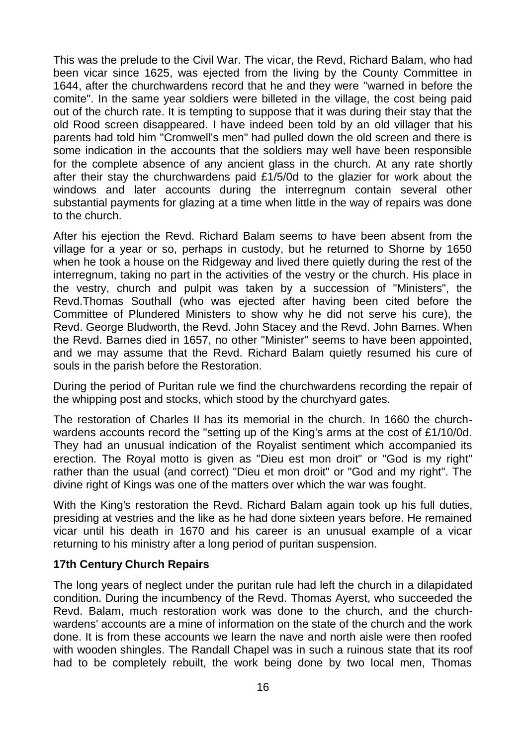This was the prelude to the Civil War. The vicar, the Revd, Richard Balam, who had been vicar since 1625, was ejected from the living by the County Committee in 1644, after the churchwardens record that he and they were "warned in before the comite". In the same year soldiers were billeted in the village, the cost being paid out of the church rate. It is tempting to suppose that it was during their stay that the old Rood screen disappeared. I have indeed been told by an old villager that his parents had told him "Cromwell's men" had pulled down the old screen and there is some indication in the accounts that the soldiers may well have been responsible for the complete absence of any ancient glass in the church. At any rate shortly after their stay the churchwardens paid £1/5/0d to the glazier for work about the windows and later accounts during the interregnum contain several other substantial payments for glazing at a time when little in the way of repairs was done to the church.

After his ejection the Revd. Richard Balam seems to have been absent from the village for a year or so, perhaps in custody, but he returned to Shorne by 1650 when he took a house on the Ridgeway and lived there quietly during the rest of the interregnum, taking no part in the activities of the vestry or the church. His place in the vestry, church and pulpit was taken by a succession of "Ministers", the Revd.Thomas Southall (who was ejected after having been cited before the Committee of Plundered Ministers to show why he did not serve his cure), the Revd. George Bludworth, the Revd. John Stacey and the Revd. John Barnes. When the Revd. Barnes died in 1657, no other "Minister" seems to have been appointed, and we may assume that the Revd. Richard Balam quietly resumed his cure of souls in the parish before the Restoration.

During the period of Puritan rule we find the churchwardens recording the repair of the whipping post and stocks, which stood by the churchyard gates.

The restoration of Charles II has its memorial in the church. In 1660 the churchwardens accounts record the "setting up of the King's arms at the cost of £1/10/0d. They had an unusual indication of the Royalist sentiment which accompanied its erection. The Royal motto is given as "Dieu est mon droit" or "God is my right" rather than the usual (and correct) "Dieu et mon droit" or "God and my right". The divine right of Kings was one of the matters over which the war was fought.

With the King's restoration the Revd. Richard Balam again took up his full duties, presiding at vestries and the like as he had done sixteen years before. He remained vicar until his death in 1670 and his career is an unusual example of a vicar returning to his ministry after a long period of puritan suspension.

**17th Century Church Repairs**

The long years of neglect under the puritan rule had left the church in a dilapidated condition. During the incumbency of the Revd. Thomas Ayerst, who succeeded the Revd. Balam, much restoration work was done to the church, and the churchwardens' accounts are a mine of information on the state of the church and the work done. It is from these accounts we learn the nave and north aisle were then roofed with wooden shingles. The Randall Chapel was in such a ruinous state that its roof had to be completely rebuilt, the work being done by two local men, Thomas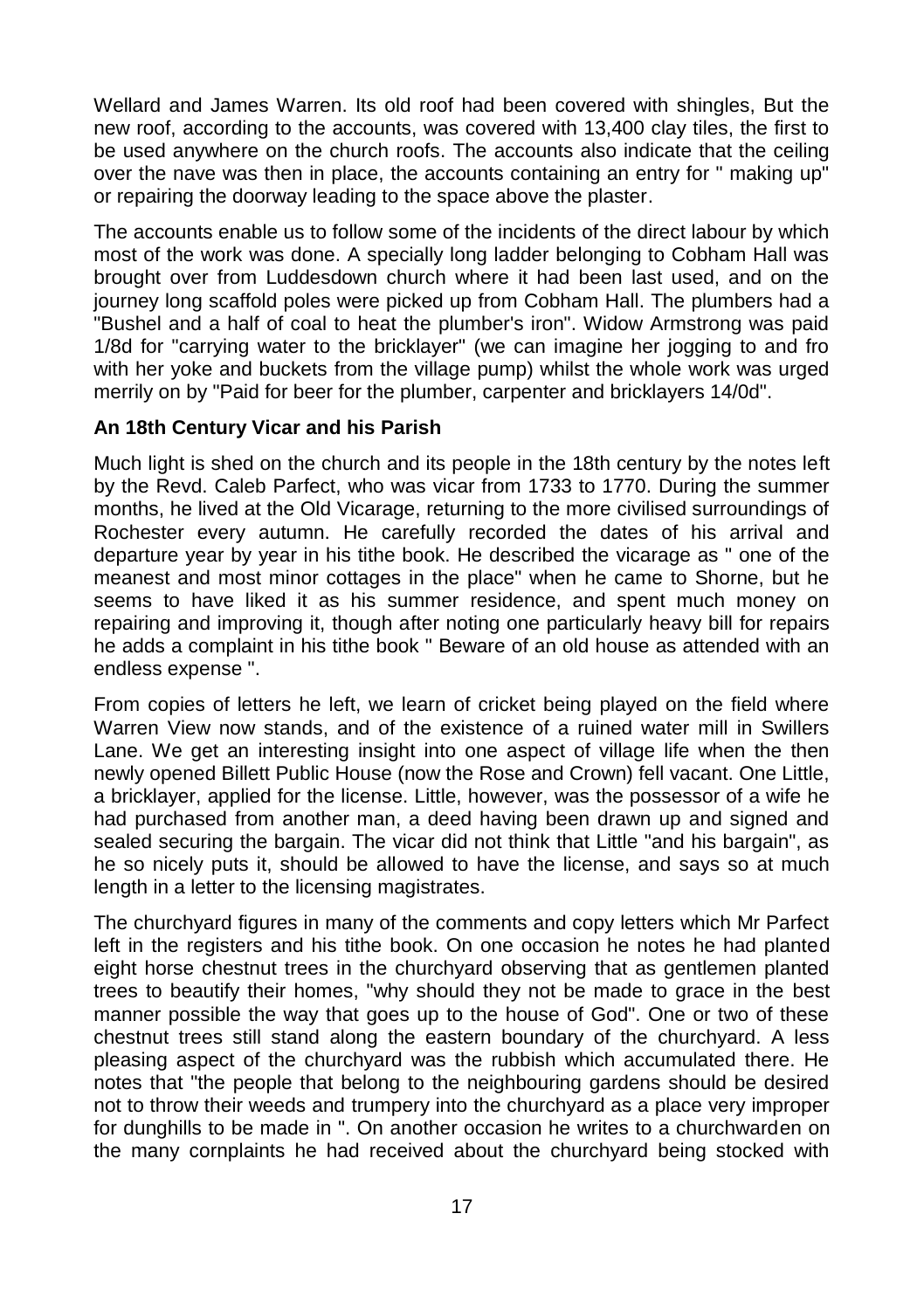Wellard and James Warren. Its old roof had been covered with shingles, But the new roof, according to the accounts, was covered with 13,400 clay tiles, the first to be used anywhere on the church roofs. The accounts also indicate that the ceiling over the nave was then in place, the accounts containing an entry for " making up" or repairing the doorway leading to the space above the plaster.

The accounts enable us to follow some of the incidents of the direct labour by which most of the work was done. A specially long ladder belonging to Cobham Hall was brought over from Luddesdown church where it had been last used, and on the journey long scaffold poles were picked up from Cobham Hall. The plumbers had a "Bushel and a half of coal to heat the plumber's iron". Widow Armstrong was paid 1/8d for "carrying water to the bricklayer" (we can imagine her jogging to and fro with her yoke and buckets from the village pump) whilst the whole work was urged merrily on by "Paid for beer for the plumber, carpenter and bricklayers 14/0d".

**An 18th Century Vicar and his Parish**

Much light is shed on the church and its people in the 18th century by the notes left by the Revd. Caleb Parfect, who was vicar from 1733 to 1770. During the summer months, he lived at the Old Vicarage, returning to the more civilised surroundings of Rochester every autumn. He carefully recorded the dates of his arrival and departure year by year in his tithe book. He described the vicarage as " one of the meanest and most minor cottages in the place" when he came to Shorne, but he seems to have liked it as his summer residence, and spent much money on repairing and improving it, though after noting one particularly heavy bill for repairs he adds a complaint in his tithe book " Beware of an old house as attended with an endless expense ".

From copies of letters he left, we learn of cricket being played on the field where Warren View now stands, and of the existence of a ruined water mill in Swillers Lane. We get an interesting insight into one aspect of village life when the then newly opened Billett Public House (now the Rose and Crown) fell vacant. One Little, a bricklayer, applied for the license. Little, however, was the possessor of a wife he had purchased from another man, a deed having been drawn up and signed and sealed securing the bargain. The vicar did not think that Little "and his bargain", as he so nicely puts it, should be allowed to have the license, and says so at much length in a letter to the licensing magistrates.

The churchyard figures in many of the comments and copy letters which Mr Parfect left in the registers and his tithe book. On one occasion he notes he had planted eight horse chestnut trees in the churchyard observing that as gentlemen planted trees to beautify their homes, "why should they not be made to grace in the best manner possible the way that goes up to the house of God". One or two of these chestnut trees still stand along the eastern boundary of the churchyard. A less pleasing aspect of the churchyard was the rubbish which accumulated there. He notes that "the people that belong to the neighbouring gardens should be desired not to throw their weeds and trumpery into the churchyard as a place very improper for dunghills to be made in ". On another occasion he writes to a churchwarden on the many cornplaints he had received about the churchyard being stocked with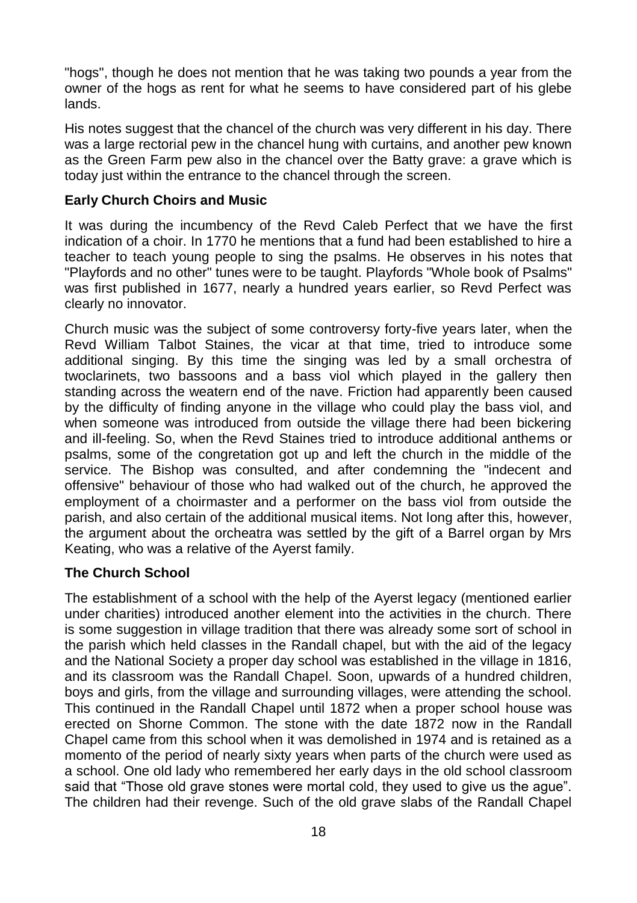"hogs", though he does not mention that he was taking two pounds a year from the owner of the hogs as rent for what he seems to have considered part of his glebe lands.

His notes suggest that the chancel of the church was very different in his day. There was a large rectorial pew in the chancel hung with curtains, and another pew known as the Green Farm pew also in the chancel over the Batty grave: a grave which is today just within the entrance to the chancel through the screen.

### Early Church Choirs and Music

It was during the incumbency of the Revd Caleb Perfect that we have the first indication of a choir. In 1770 he mentions that a fund had been established to hire a teacher to teach young people to sing the psalms. He observes in his notes that "Playfords and no other" tunes were to be taught. Playfords "Whole book of Psalms" was first published in 1677, nearly a hundred years earlier, so Revd Perfect was clearly no innovator.

Church music was the subject of some controversy forty-five years later, when the Revd William Talbot Staines, the vicar at that time, tried to introduce some additional singing. By this time the singing was led by a small orchestra of twoclarinets, two bassoons and a bass viol which played in the gallery then standing across the weatern end of the nave. Friction had apparently been caused by the difficulty of finding anyone in the village who could play the bass viol, and when someone was introduced from outside the village there had been bickering and ill-feeling. So, when the Revd Staines tried to introduce additional anthems or psalms, some of the congretation got up and left the church in the middle of the service. The Bishop was consulted, and after condemning the "indecent and offensive" behaviour of those who had walked out of the church, he approved the employment of a choirmaster and a performer on the bass viol from outside the parish, and also certain of the additional musical items. Not long after this, however, the argument about the orcheatra was settled by the gift of a Barrel organ by Mrs Keating, who was a relative of the Ayerst family.

### The Church School

The establishment of a school with the help of the Ayerst legacy (mentioned earlier under charities) introduced another element into the activities in the church. There is some suggestion in village tradition that there was already some sort of school in the parish which held classes in the Randall chapel, but with the aid of the legacy and the National Society a proper day school was established in the village in 1816, and its classroom was the Randall Chapel. Soon, upwards of a hundred children, boys and girls, from the village and surrounding villages, were attending the school. This continued in the Randall Chapel until 1872 when a proper school house was erected on Shorne Common. The stone with the date 1872 now in the Randall Chapel came from this school when it was demolished in 1974 and is retained as a momento of the period of nearly sixty years when parts of the church were used as a school. One old lady who remembered her early days in the old school classroom said that "Those old grave stones were mortal cold, they used to give us the ague". The children had their revenge. Such of the old grave slabs of the Randall Chapel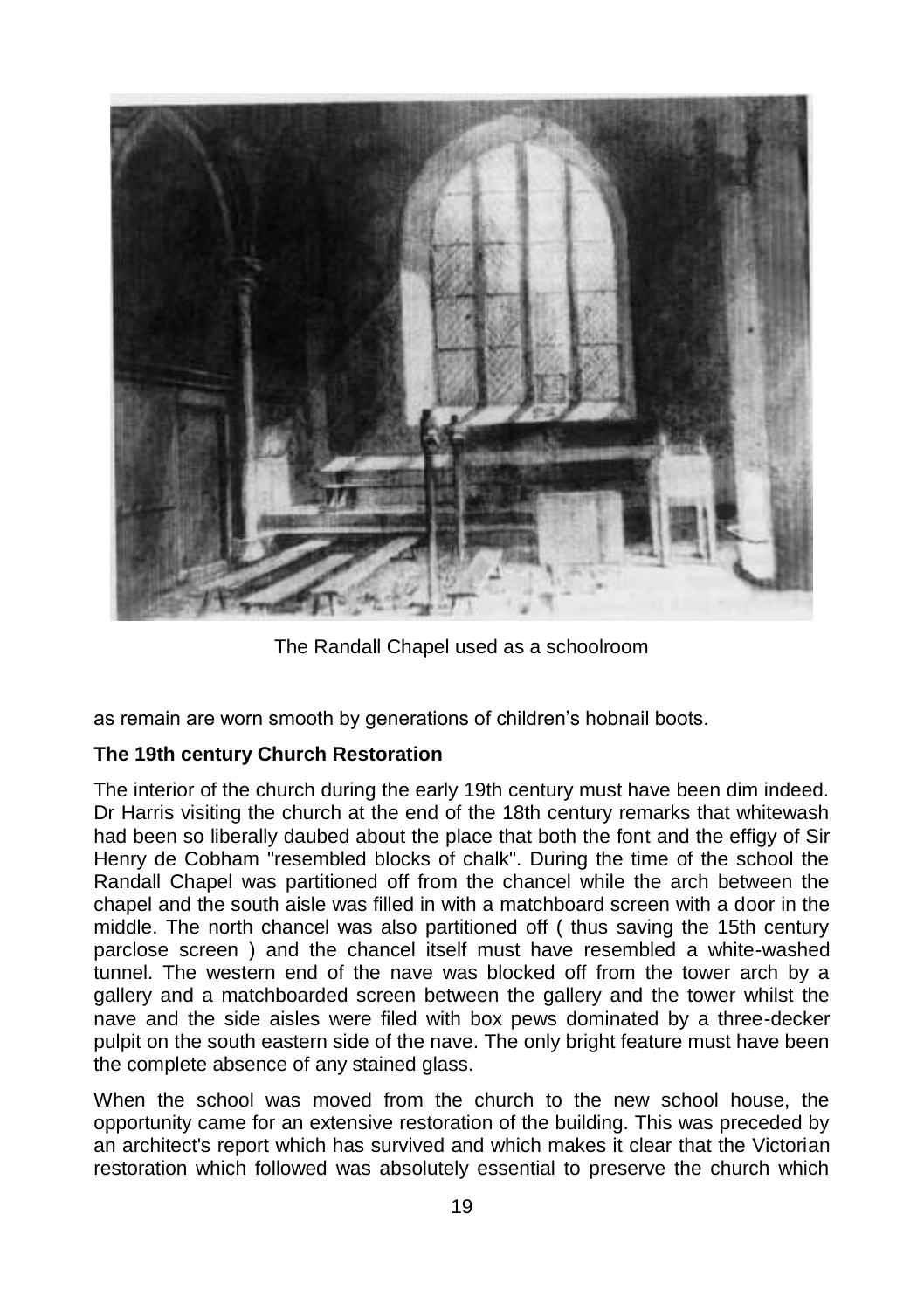The Randall Chapel used as a schoolroom

as remain are worn smooth by generations of children's hobnail boots.

**The 19th century Church Restoration**

The interior of the church during the early 19th century must have been dim indeed. Dr Harris visiting the church at the end of the 18th century remarks that whitewash had been so liberally daubed about the place that both the font and the effigy of Sir Henry de Cobham "resembled blocks of chalk". During the time of the school the Randall Chapel was partitioned off from the chancel while the arch between the chapel and the south aisle was filled in with a matchboard screen with a door in the middle. The north chancel was also partitioned off ( thus saving the 15th century parclose screen ) and the chancel itself must have resembled a white-washed tunnel. The western end of the nave was blocked off from the tower arch by a gallery and a matchboarded screen between the gallery and the tower whilst the nave and the side aisles were filed with box pews dominated by a three-decker pulpit on the south eastern side of the nave. The only bright feature must have been the complete absence of any stained glass.

When the school was moved from the church to the new school house, the opportunity came for an extensive restoration of the building. This was preceded by an architect's report which has survived and which makes it clear that the Victorian restoration which followed was absolutely essential to preserve the church which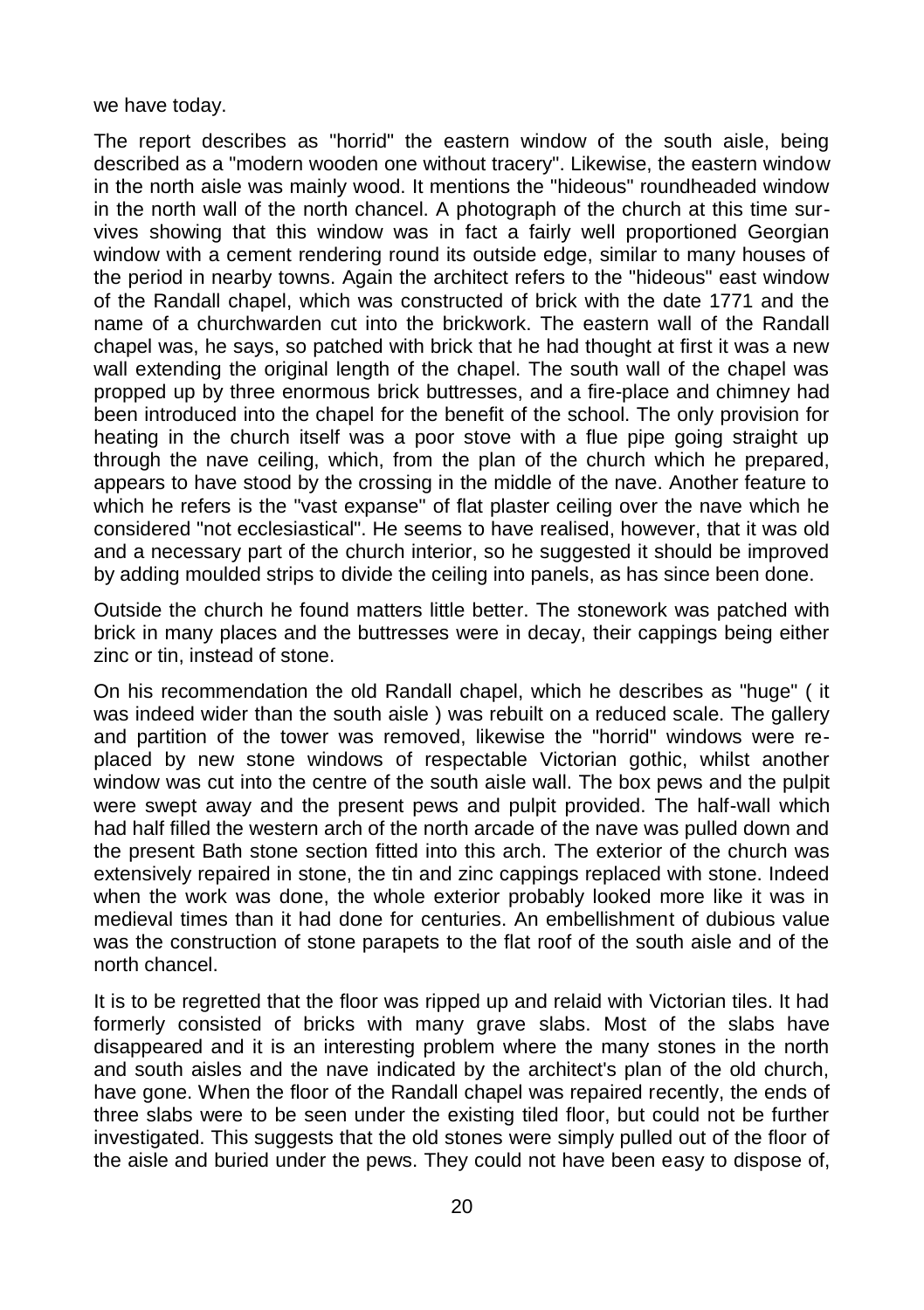we have today.

The report describes as "horrid" the eastern window of the south aisle, being described as a "modern wooden one without tracery". Likewise, the eastern window in the north aisle was mainly wood. It mentions the "hideous" roundheaded window in the north wall of the north chancel. A photograph of the church at this time survives showing that this window was in fact a fairly well proportioned Georgian window with a cement rendering round its outside edge, similar to many houses of the period in nearby towns. Again the architect refers to the "hideous" east window of the Randall chapel, which was constructed of brick with the date 1771 and the name of a churchwarden cut into the brickwork. The eastern wall of the Randall chapel was, he says, so patched with brick that he had thought at first it was a new wall extending the original length of the chapel. The south wall of the chapel was propped up by three enormous brick buttresses, and a fire-place and chimney had been introduced into the chapel for the benefit of the school. The only provision for heating in the church itself was a poor stove with a flue pipe going straight up through the nave ceiling, which, from the plan of the church which he prepared, appears to have stood by the crossing in the middle of the nave. Another feature to which he refers is the "vast expanse" of flat plaster ceiling over the nave which he considered "not ecclesiastical". He seems to have realised, however, that it was old and a necessary part of the church interior, so he suggested it should be improved by adding moulded strips to divide the ceiling into panels, as has since been done.

Outside the church he found matters little better. The stonework was patched with brick in many places and the buttresses were in decay, their cappings being either zinc or tin, instead of stone.

On his recommendation the old Randall chapel, which he describes as "huge" ( it was indeed wider than the south aisle ) was rebuilt on a reduced scale. The gallery and partition of the tower was removed, likewise the "horrid" windows were replaced by new stone windows of respectable Victorian gothic, whilst another window was cut into the centre of the south aisle wall. The box pews and the pulpit were swept away and the present pews and pulpit provided. The half-wall which had half filled the western arch of the north arcade of the nave was pulled down and the present Bath stone section fitted into this arch. The exterior of the church was extensively repaired in stone, the tin and zinc cappings replaced with stone. Indeed when the work was done, the whole exterior probably looked more like it was in medieval times than it had done for centuries. An embellishment of dubious value was the construction of stone parapets to the flat roof of the south aisle and of the north chancel.

It is to be regretted that the floor was ripped up and relaid with Victorian tiles. It had formerly consisted of bricks with many grave slabs. Most of the slabs have disappeared and it is an interesting problem where the many stones in the north and south aisles and the nave indicated by the architect's plan of the old church, have gone. When the floor of the Randall chapel was repaired recently, the ends of three slabs were to be seen under the existing tiled floor, but could not be further investigated. This suggests that the old stones were simply pulled out of the floor of the aisle and buried under the pews. They could not have been easy to dispose of,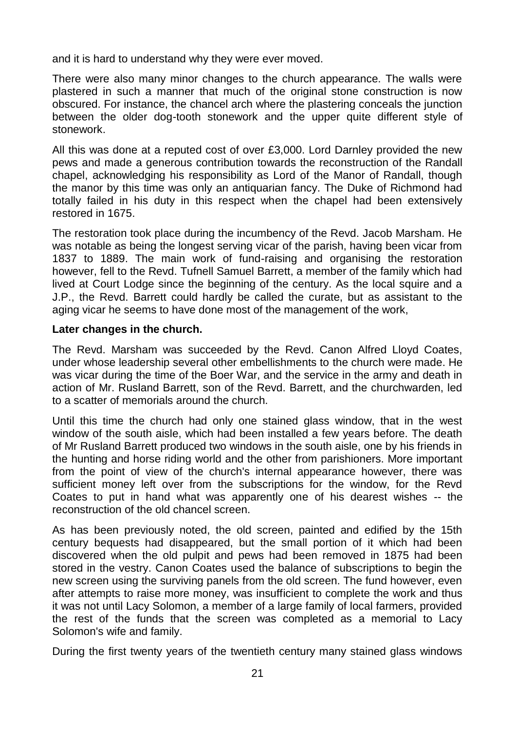and it is hard to understand why they were ever moved.

There were also many minor changes to the church appearance. The walls were plastered in such a manner that much of the original stone construction is now obscured. For instance, the chancel arch where the plastering conceals the junction between the older dog-tooth stonework and the upper quite different style of stonework.

All this was done at a reputed cost of over £3,000. Lord Darnley provided the new pews and made a generous contribution towards the reconstruction of the Randall chapel, acknowledging his responsibility as Lord of the Manor of Randall, though the manor by this time was only an antiquarian fancy. The Duke of Richmond had totally failed in his duty in this respect when the chapel had been extensively restored in 1675.

The restoration took place during the incumbency of the Revd. Jacob Marsham. He was notable as being the longest serving vicar of the parish, having been vicar from 1837 to 1889. The main work of fund-raising and organising the restoration however, fell to the Revd. Tufnell Samuel Barrett, a member of the family which had lived at Court Lodge since the beginning of the century. As the local squire and a J.P., the Revd. Barrett could hardly be called the curate, but as assistant to the aging vicar he seems to have done most of the management of the work,

**Later changes in the church.**

The Revd. Marsham was succeeded by the Revd. Canon Alfred Lloyd Coates, under whose leadership several other embellishments to the church were made. He was vicar during the time of the Boer War, and the service in the army and death in action of Mr. Rusland Barrett, son of the Revd. Barrett, and the churchwarden, led to a scatter of memorials around the church.

Until this time the church had only one stained glass window, that in the west window of the south aisle, which had been installed a few years before. The death of Mr Rusland Barrett produced two windows in the south aisle, one by his friends in the hunting and horse riding world and the other from parishioners. More important from the point of view of the church's internal appearance however, there was sufficient money left over from the subscriptions for the window, for the Revd Coates to put in hand what was apparently one of his dearest wishes -- the reconstruction of the old chancel screen.

As has been previously noted, the old screen, painted and edified by the 15th century bequests had disappeared, but the small portion of it which had been discovered when the old pulpit and pews had been removed in 1875 had been stored in the vestry. Canon Coates used the balance of subscriptions to begin the new screen using the surviving panels from the old screen. The fund however, even after attempts to raise more money, was insufficient to complete the work and thus it was not until Lacy Solomon, a member of a large family of local farmers, provided the rest of the funds that the screen was completed as a memorial to Lacy Solomon's wife and family.

During the first twenty years of the twentieth century many stained glass windows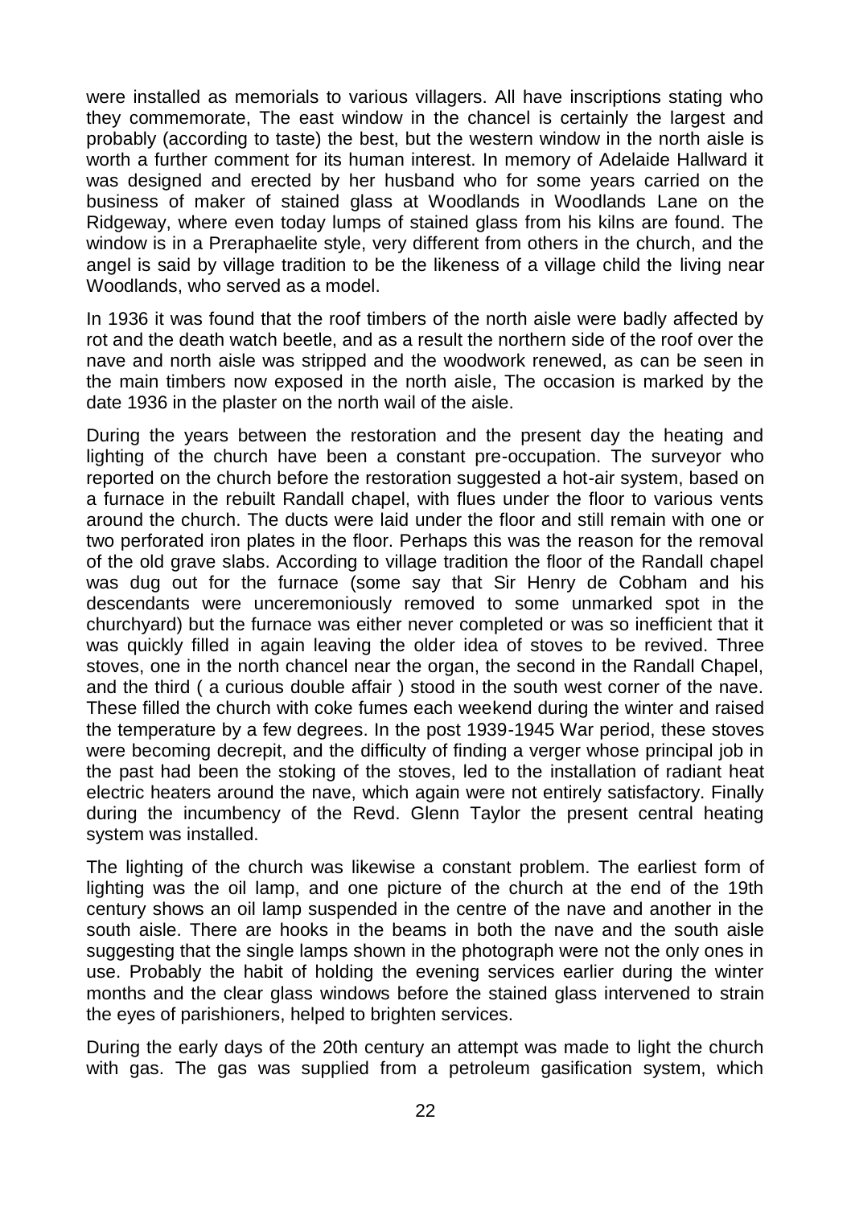were installed as memorials to various villagers. All have inscriptions stating who they commemorate, The east window in the chancel is certainly the largest and probably (according to taste) the best, but the western window in the north aisle is worth a further comment for its human interest. In memory of Adelaide Hallward it was designed and erected by her husband who for some years carried on the business of maker of stained glass at Woodlands in Woodlands Lane on the Ridgeway, where even today lumps of stained glass from his kilns are found. The window is in a Preraphaelite style, very different from others in the church, and the angel is said by village tradition to be the likeness of a village child the living near Woodlands, who served as a model.

In 1936 it was found that the roof timbers of the north aisle were badly affected by rot and the death watch beetle, and as a result the northern side of the roof over the nave and north aisle was stripped and the woodwork renewed, as can be seen in the main timbers now exposed in the north aisle, The occasion is marked by the date 1936 in the plaster on the north wail of the aisle.

During the years between the restoration and the present day the heating and lighting of the church have been a constant pre-occupation. The surveyor who reported on the church before the restoration suggested a hot-air system, based on a furnace in the rebuilt Randall chapel, with flues under the floor to various vents around the church. The ducts were laid under the floor and still remain with one or two perforated iron plates in the floor. Perhaps this was the reason for the removal of the old grave slabs. According to village tradition the floor of the Randall chapel was dug out for the furnace (some say that Sir Henry de Cobham and his descendants were unceremoniously removed to some unmarked spot in the churchyard) but the furnace was either never completed or was so inefficient that it was quickly filled in again leaving the older idea of stoves to be revived. Three stoves, one in the north chancel near the organ, the second in the Randall Chapel, and the third ( a curious double affair ) stood in the south west corner of the nave. These filled the church with coke fumes each weekend during the winter and raised the temperature by a few degrees. In the post 1939-1945 War period, these stoves were becoming decrepit, and the difficulty of finding a verger whose principal job in the past had been the stoking of the stoves, led to the installation of radiant heat electric heaters around the nave, which again were not entirely satisfactory. Finally during the incumbency of the Revd. Glenn Taylor the present central heating system was installed.

The lighting of the church was likewise a constant problem. The earliest form of lighting was the oil lamp, and one picture of the church at the end of the 19th century shows an oil lamp suspended in the centre of the nave and another in the south aisle. There are hooks in the beams in both the nave and the south aisle suggesting that the single lamps shown in the photograph were not the only ones in use. Probably the habit of holding the evening services earlier during the winter months and the clear glass windows before the stained glass intervened to strain the eyes of parishioners, helped to brighten services.

During the early days of the 20th century an attempt was made to light the church with gas. The gas was supplied from a petroleum gasification system, which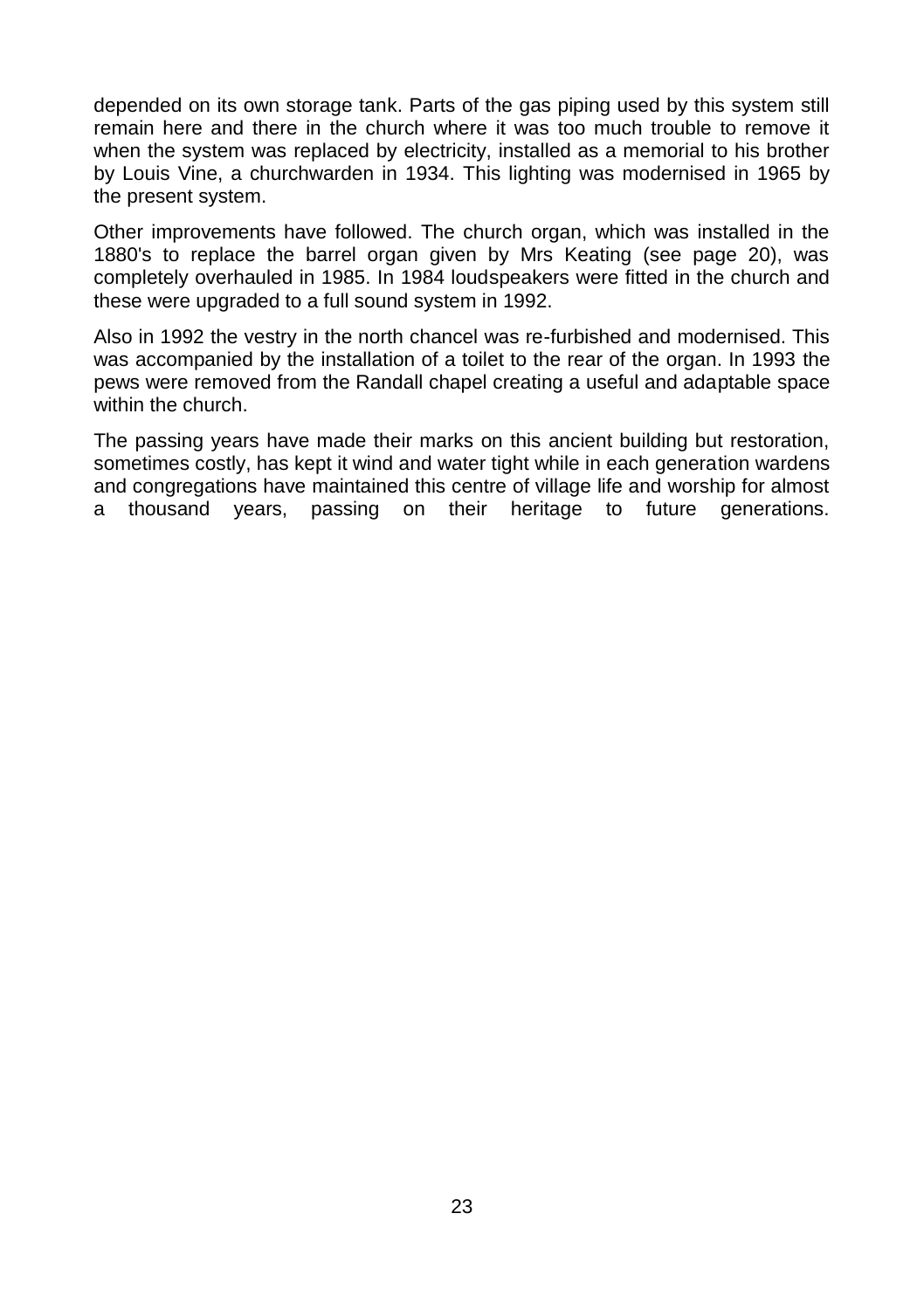depended on its own storage tank. Parts of the gas piping used by this system still remain here and there in the church where it was too much trouble to remove it when the system was replaced by electricity, installed as a memorial to his brother by Louis Vine, a churchwarden in 1934. This lighting was modernised in 1965 by the present system.

Other improvements have followed. The church organ, which was installed in the 1880's to replace the barrel organ given by Mrs Keating (see page 20), was completely overhauled in 1985. In 1984 loudspeakers were fitted in the church and these were upgraded to a full sound system in 1992.

Also in 1992 the vestry in the north chancel was re-furbished and modernised. This was accompanied by the installation of a toilet to the rear of the organ. In 1993 the pews were removed from the Randall chapel creating a useful and adaptable space within the church.

The passing years have made their marks on this ancient building but restoration, sometimes costly, has kept it wind and water tight while in each generation wardens and congregations have maintained this centre of village life and worship for almost a thousand years, passing on their heritage to future generations.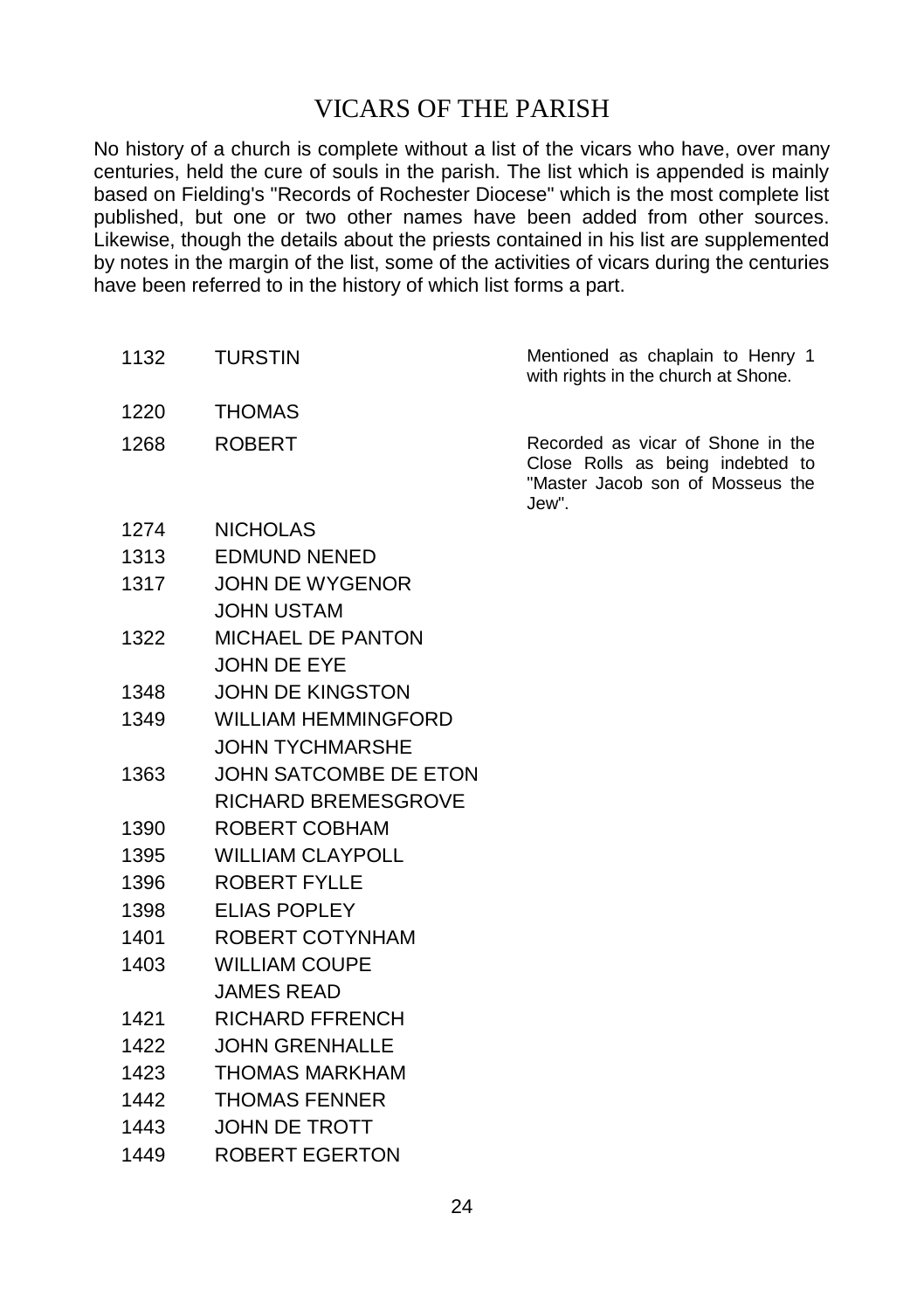# VICARS OF THE PARISH

No history of a church is complete without a list of the vicars who have, over many centuries, held the cure of souls in the parish. The list which is appended is mainly based on Fielding's "Records of Rochester Diocese" which is the most complete list published, but one or two other names have been added from other sources. Likewise, though the details about the priests contained in his list are supplemented by notes in the margin of the list, some of the activities of vicars during the centuries have been referred to in the history of which list forms a part.

| Year | Vicar | Notes |
|---|---|---|
| 1132 | TURSTIN | Mentioned as chaplain to Henry 1 with rights in the church at Shone. |
| 1220 | THOMAS | |
| 1268 | ROBERT | Recorded as vicar of Shone in the Close Rolls as being indebted to "Master Jacob son of Mosseus the Jew". |
| 1274 | NICHOLAS | |
| 1313 | EDMUND NENED | |
| 1317 | JOHN DE WYGENOR | |
| | JOHN USTAM | |
| 1322 | MICHAEL DE PANTON | |
| | JOHN DE EYE | |
| 1348 | JOHN DE KINGSTON | |
| 1349 | WILLIAM HEMMINGFORD | |
| | JOHN TYCHMARSHE | |
| 1363 | JOHN SATCOMBE DE ETON | |
| | RICHARD BREMESGROVE | |
| 1390 | ROBERT COBHAM | |
| 1395 | WILLIAM CLAYPOLL | |
| 1396 | ROBERT FYLLE | |
| 1398 | ELIAS POPLEY | |
| 1401 | ROBERT COTYNHAM | |
| 1403 | WILLIAM COUPE | |
| | JAMES READ | |
| 1421 | RICHARD FFRENCH | |
| 1422 | JOHN GRENHALLE | |
| 1423 | THOMAS MARKHAM | |
| 1442 | THOMAS FENNER | |
| 1443 | JOHN DE TROTT | |
| 1449 | ROBERT EGERTON | |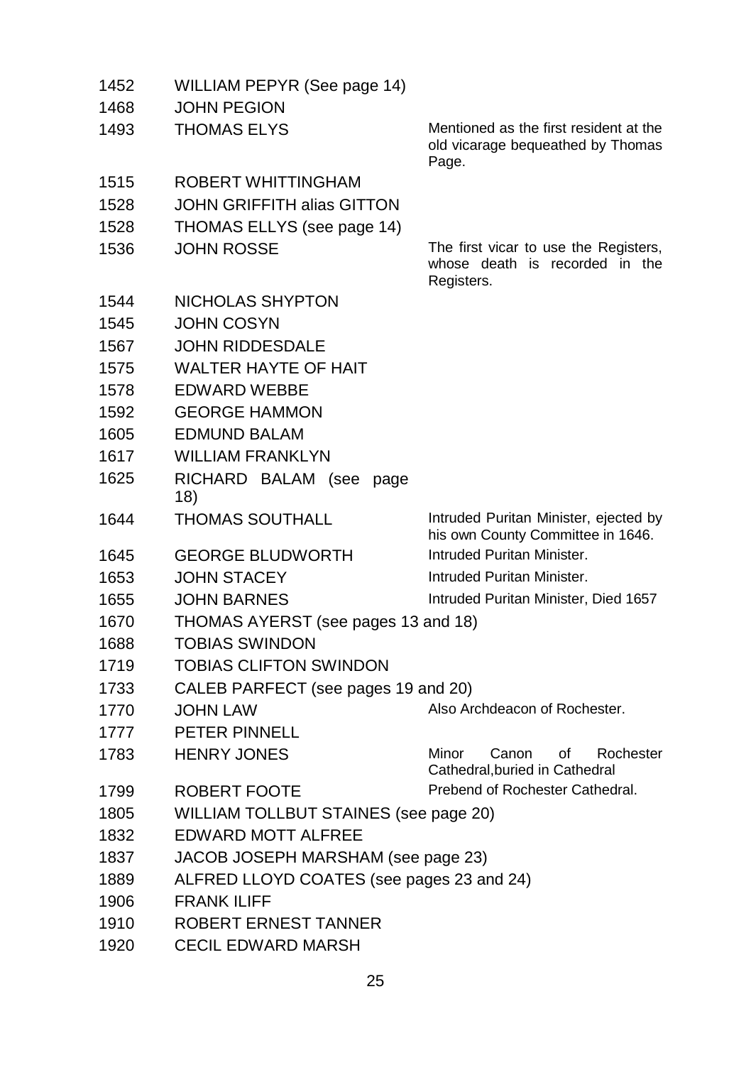| | | |
|---|---|---|
| 1452 | WILLIAM PEPYR (See page 14) | |
| 1468 | JOHN PEGION | |
| 1493 | THOMAS ELYS | Mentioned as the first resident at the old vicarage bequeathed by Thomas Page. |
| 1515 | ROBERT WHITTINGHAM | |
| 1528 | JOHN GRIFFITH alias GITTON | |
| 1528 | THOMAS ELLYS (see page 14) | |
| 1536 | JOHN ROSSE | The first vicar to use the Registers, whose death is recorded in the Registers. |
| 1544 | NICHOLAS SHYPTON | |
| 1545 | JOHN COSYN | |
| 1567 | JOHN RIDDESDALE | |
| 1575 | WALTER HAYTE OF HAIT | |
| 1578 | EDWARD WEBBE | |
| 1592 | GEORGE HAMMON | |
| 1605 | EDMUND BALAM | |
| 1617 | WILLIAM FRANKLYN | |
| 1625 | RICHARD BALAM (see page 18) | |
| 1644 | THOMAS SOUTHALL | Intruded Puritan Minister, ejected by his own County Committee in 1646. |
| 1645 | GEORGE BLUDWORTH | Intruded Puritan Minister. |
| 1653 | JOHN STACEY | Intruded Puritan Minister. |
| 1655 | JOHN BARNES | Intruded Puritan Minister, Died 1657 |
| 1670 | THOMAS AYERST (see pages 13 and 18) | |
| 1688 | TOBIAS SWINDON | |
| 1719 | TOBIAS CLIFTON SWINDON | |
| 1733 | CALEB PARFECT (see pages 19 and 20) | |
| 1770 | JOHN LAW | Also Archdeacon of Rochester. |
| 1777 | PETER PINNELL | |
| 1783 | HENRY JONES | Minor Canon of Rochester Cathedral,buried in Cathedral |
| 1799 | ROBERT FOOTE | Prebend of Rochester Cathedral. |
| 1805 | WILLIAM TOLLBUT STAINES (see page 20) | |
| 1832 | EDWARD MOTT ALFREE | |
| 1837 | JACOB JOSEPH MARSHAM (see page 23) | |
| 1889 | ALFRED LLOYD COATES (see pages 23 and 24) | |
| 1906 | FRANK ILIFF | |
| 1910 | ROBERT ERNEST TANNER | |
| 1920 | CECIL EDWARD MARSH | |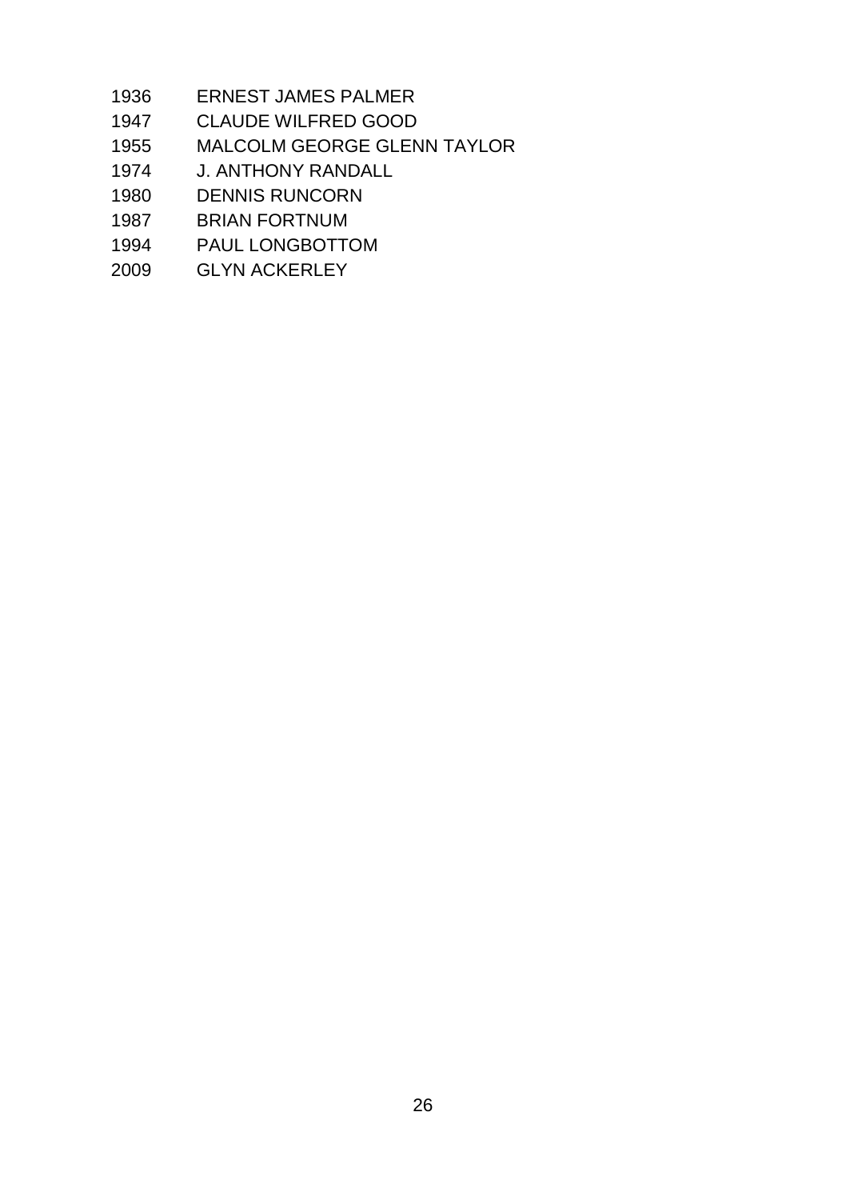1936 ERNEST JAMES PALMER
1947 CLAUDE WILFRED GOOD
1955 MALCOLM GEORGE GLENN TAYLOR
1974 J. ANTHONY RANDALL
1980 DENNIS RUNCORN
1987 BRIAN FORTNUM
1994 PAUL LONGBOTTOM
2009 GLYN ACKERLEY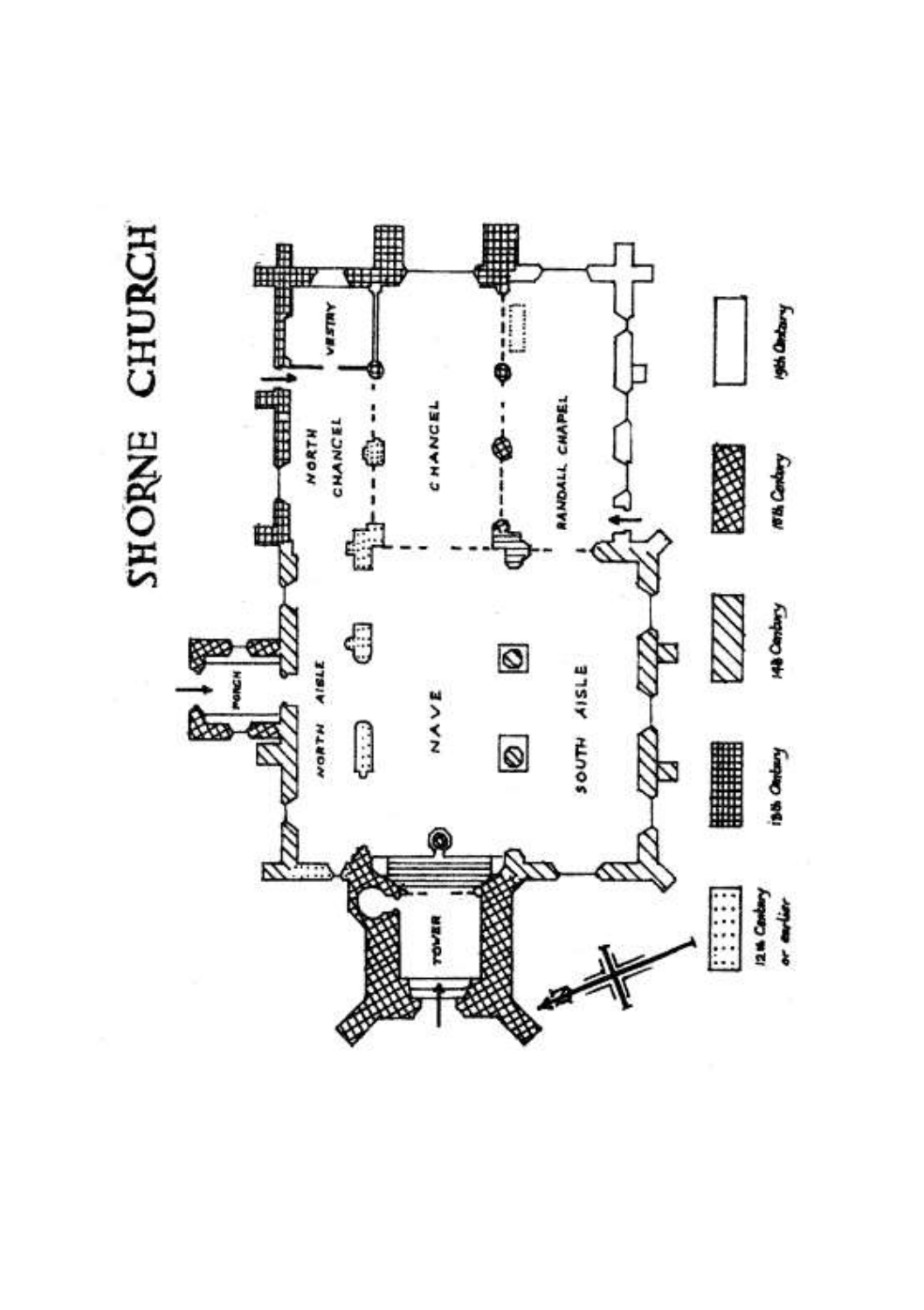# SHORNE CHURCH

VESTRY

NORTH CHANCEL

CHANCEL

RANDALL CHAPEL

PORCH

NORTH AISLE

NAVE

SOUTH AISLE

TOWER

12th Century or earlier

13th Century

14th Century

15th Century

19th Century